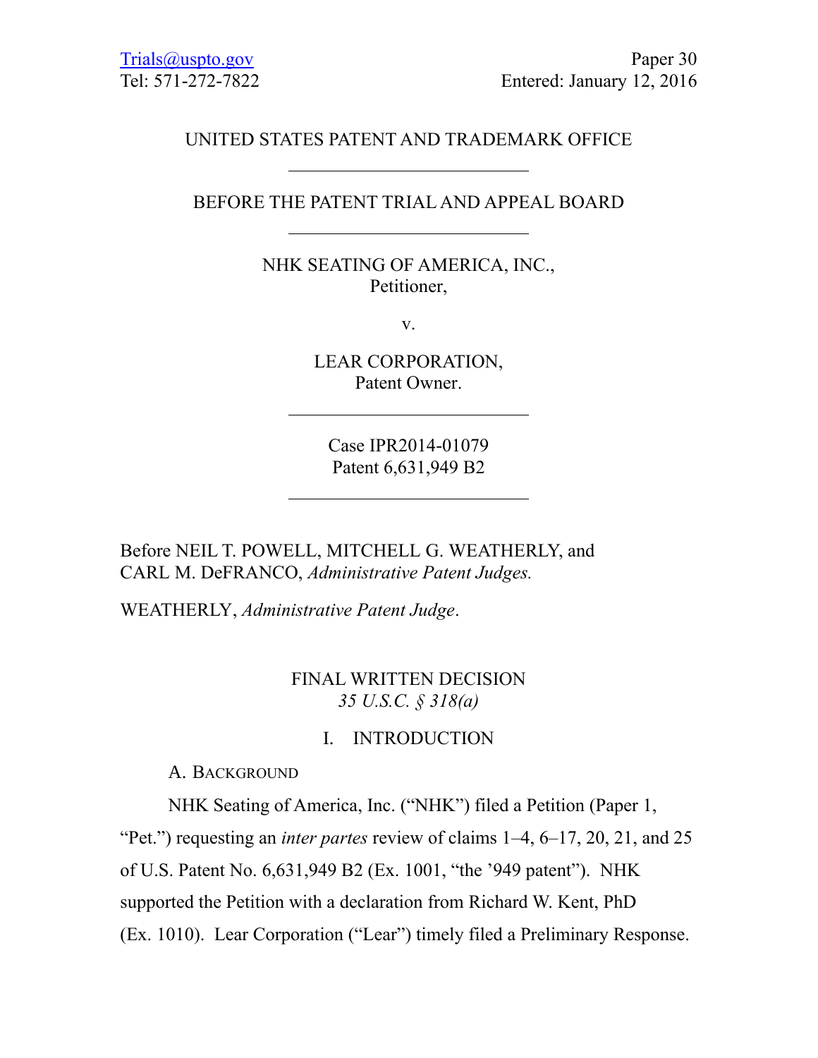Trials@uspto.gov
Tel: 571-272-7822

Paper 30
Entered: January 12, 2016

UNITED STATES PATENT AND TRADEMARK OFFICE

---

BEFORE THE PATENT TRIAL AND APPEAL BOARD

---

NHK SEATING OF AMERICA, INC.,
Petitioner,

v.

LEAR CORPORATION,
Patent Owner.

---

Case IPR2014-01079
Patent 6,631,949 B2

---

Before NEIL T. POWELL, MITCHELL G. WEATHERLY, and CARL M. DeFRANCO, *Administrative Patent Judges.*

WEATHERLY, *Administrative Patent Judge*.

# FINAL WRITTEN DECISION
*35 U.S.C. § 318(a)*

## I. INTRODUCTION

### A. BACKGROUND

NHK Seating of America, Inc. ("NHK") filed a Petition (Paper 1, "Pet.") requesting an *inter partes* review of claims 1–4, 6–17, 20, 21, and 25 of U.S. Patent No. 6,631,949 B2 (Ex. 1001, "the '949 patent"). NHK supported the Petition with a declaration from Richard W. Kent, PhD (Ex. 1010). Lear Corporation ("Lear") timely filed a Preliminary Response.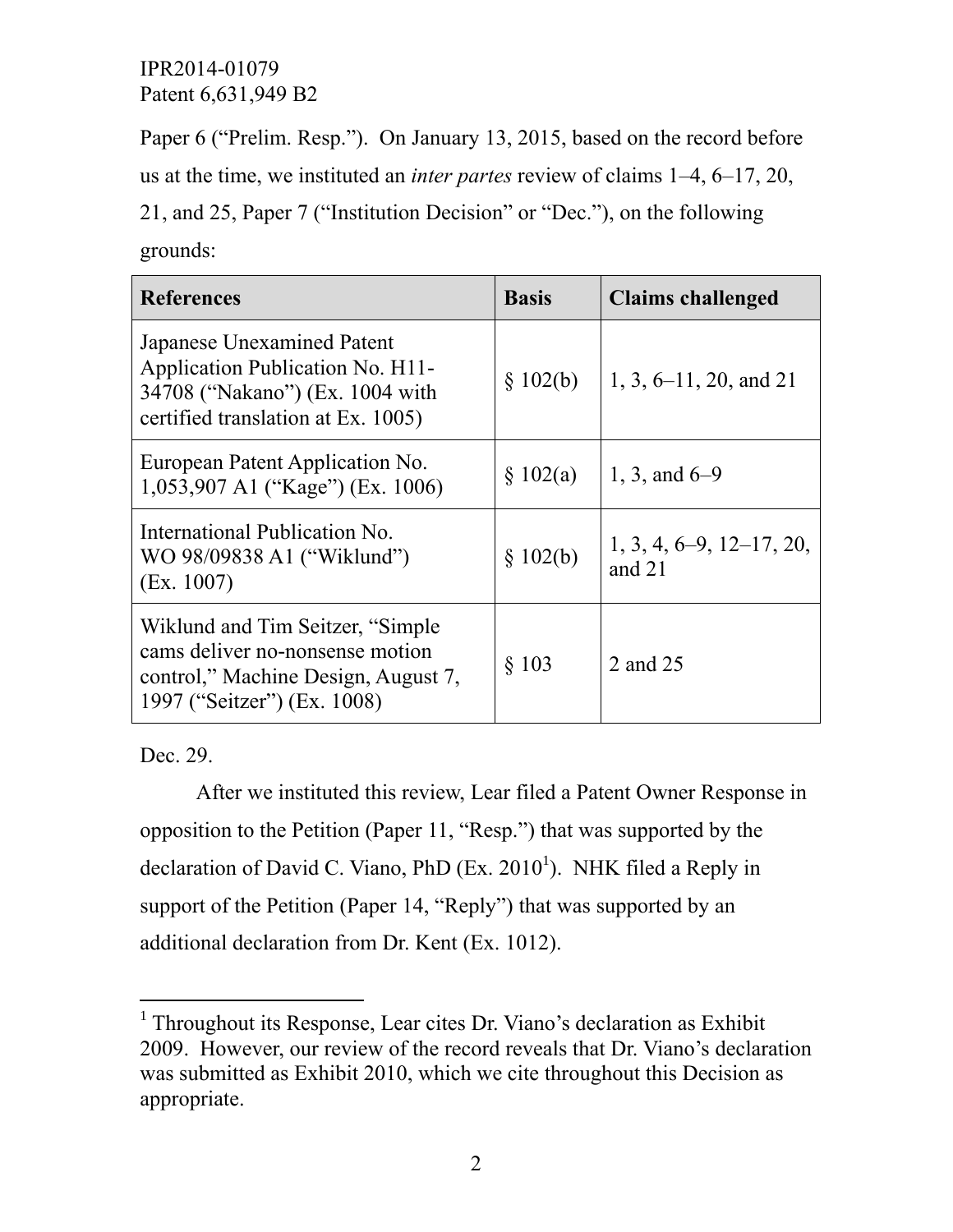Paper 6 ("Prelim. Resp."). On January 13, 2015, based on the record before us at the time, we instituted an *inter partes* review of claims 1–4, 6–17, 20, 21, and 25, Paper 7 ("Institution Decision" or "Dec."), on the following grounds:

| **References** | **Basis** | **Claims challenged** |
|---|---|---|
| Japanese Unexamined Patent Application Publication No. H11-34708 ("Nakano") (Ex. 1004 with certified translation at Ex. 1005) | § 102(b) | 1, 3, 6–11, 20, and 21 |
| European Patent Application No. 1,053,907 A1 ("Kage") (Ex. 1006) | § 102(a) | 1, 3, and 6–9 |
| International Publication No. WO 98/09838 A1 ("Wiklund") (Ex. 1007) | § 102(b) | 1, 3, 4, 6–9, 12–17, 20, and 21 |
| Wiklund and Tim Seitzer, "Simple cams deliver no-nonsense motion control," Machine Design, August 7, 1997 ("Seitzer") (Ex. 1008) | § 103 | 2 and 25 |

Dec. 29.

After we instituted this review, Lear filed a Patent Owner Response in opposition to the Petition (Paper 11, "Resp.") that was supported by the declaration of David C. Viano, PhD (Ex. 2010[1]). NHK filed a Reply in support of the Petition (Paper 14, "Reply") that was supported by an additional declaration from Dr. Kent (Ex. 1012).

[1] Throughout its Response, Lear cites Dr. Viano's declaration as Exhibit 2009. However, our review of the record reveals that Dr. Viano's declaration was submitted as Exhibit 2010, which we cite throughout this Decision as appropriate.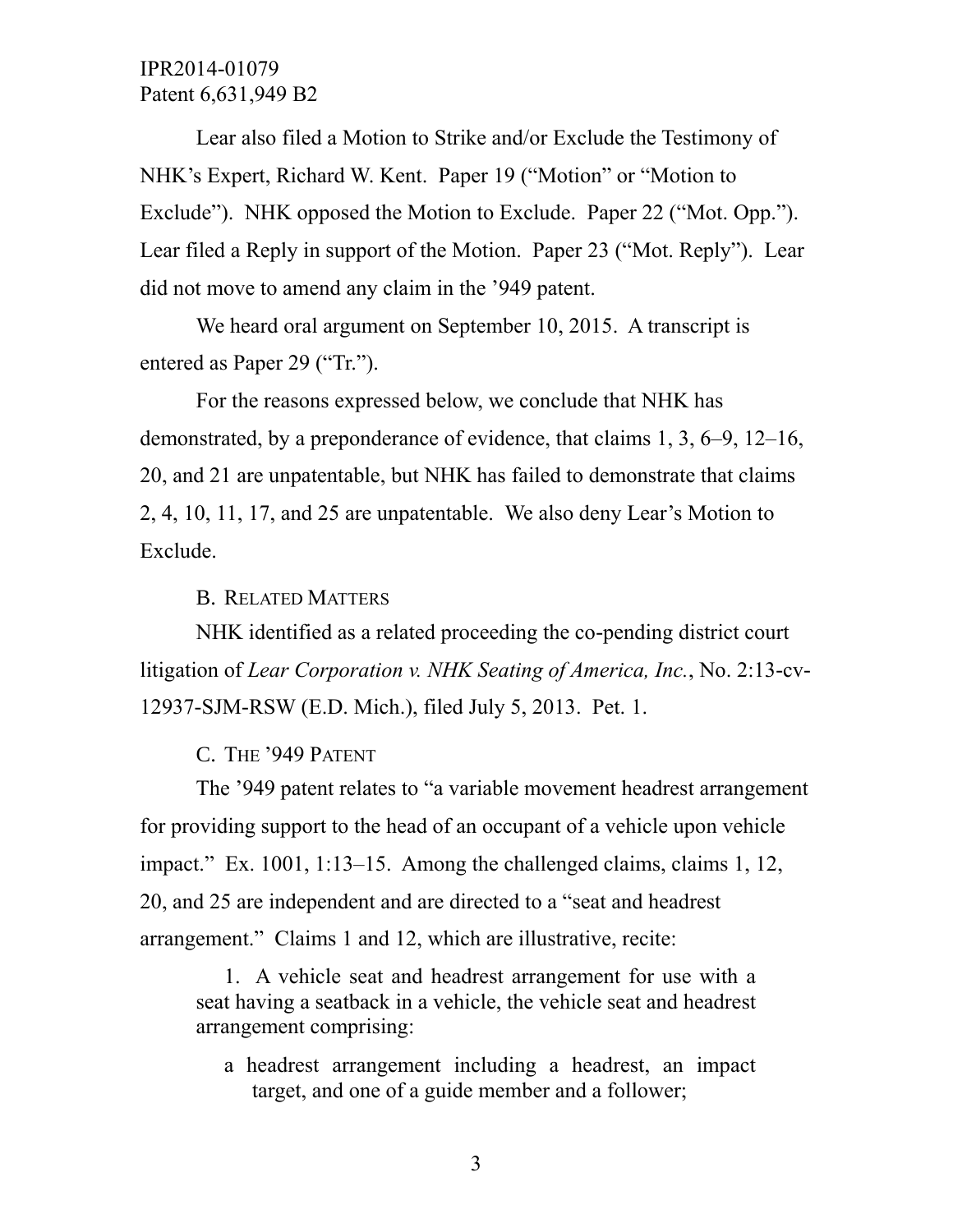Lear also filed a Motion to Strike and/or Exclude the Testimony of NHK's Expert, Richard W. Kent. Paper 19 ("Motion" or "Motion to Exclude"). NHK opposed the Motion to Exclude. Paper 22 ("Mot. Opp."). Lear filed a Reply in support of the Motion. Paper 23 ("Mot. Reply"). Lear did not move to amend any claim in the '949 patent.

We heard oral argument on September 10, 2015. A transcript is entered as Paper 29 ("Tr.").

For the reasons expressed below, we conclude that NHK has demonstrated, by a preponderance of evidence, that claims 1, 3, 6–9, 12–16, 20, and 21 are unpatentable, but NHK has failed to demonstrate that claims 2, 4, 10, 11, 17, and 25 are unpatentable. We also deny Lear's Motion to Exclude.

### B. RELATED MATTERS

NHK identified as a related proceeding the co-pending district court litigation of *Lear Corporation v. NHK Seating of America, Inc.*, No. 2:13-cv-12937-SJM-RSW (E.D. Mich.), filed July 5, 2013. Pet. 1.

### C. THE '949 PATENT

The '949 patent relates to "a variable movement headrest arrangement for providing support to the head of an occupant of a vehicle upon vehicle impact." Ex. 1001, 1:13–15. Among the challenged claims, claims 1, 12, 20, and 25 are independent and are directed to a "seat and headrest arrangement." Claims 1 and 12, which are illustrative, recite:

> 1. A vehicle seat and headrest arrangement for use with a seat having a seatback in a vehicle, the vehicle seat and headrest arrangement comprising:
>
> a headrest arrangement including a headrest, an impact target, and one of a guide member and a follower;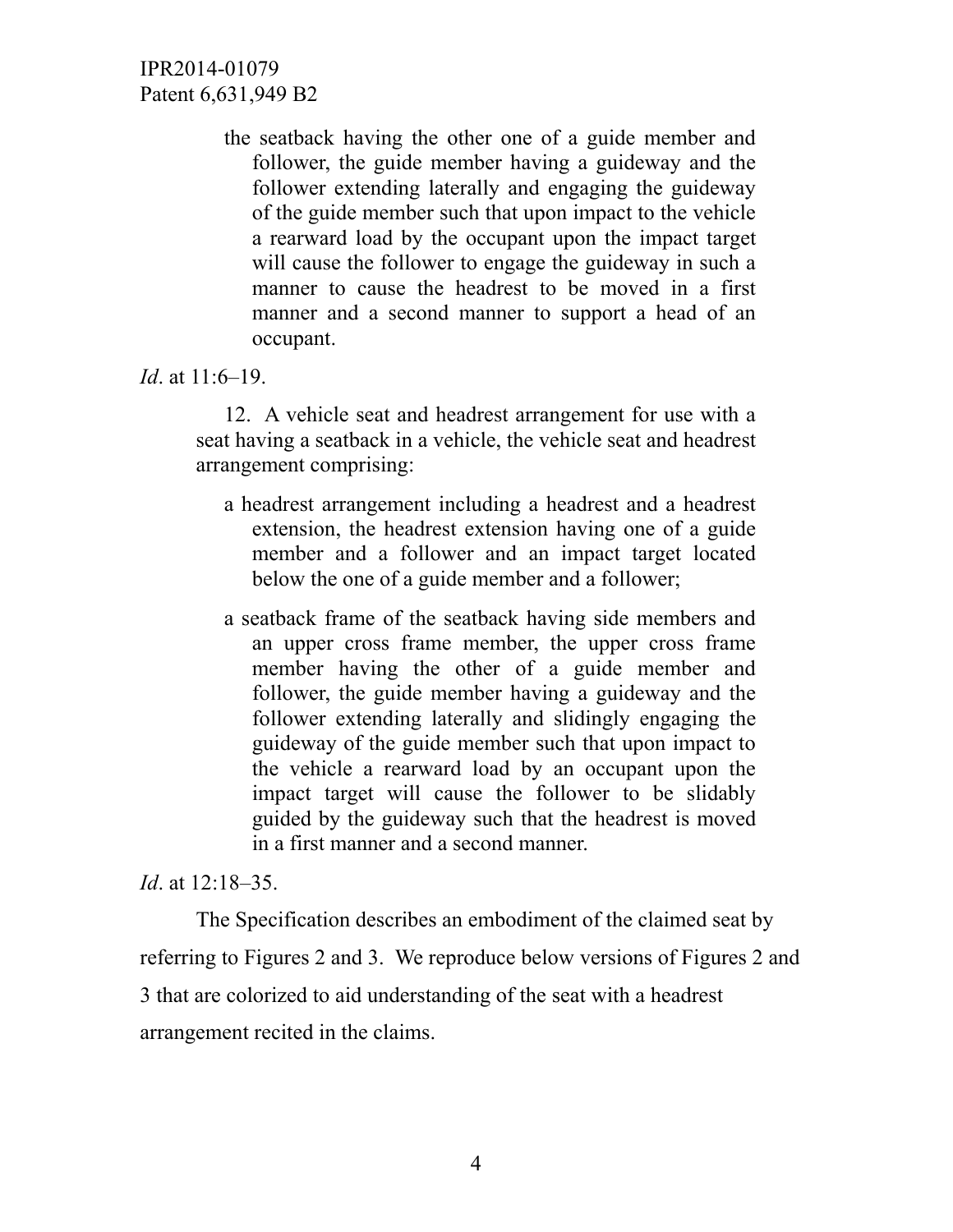> the seatback having the other one of a guide member and follower, the guide member having a guideway and the follower extending laterally and engaging the guideway of the guide member such that upon impact to the vehicle a rearward load by the occupant upon the impact target will cause the follower to engage the guideway in such a manner to cause the headrest to be moved in a first manner and a second manner to support a head of an occupant.

*Id*. at 11:6–19.

> 12. A vehicle seat and headrest arrangement for use with a seat having a seatback in a vehicle, the vehicle seat and headrest arrangement comprising:
>
> a headrest arrangement including a headrest and a headrest extension, the headrest extension having one of a guide member and a follower and an impact target located below the one of a guide member and a follower;
>
> a seatback frame of the seatback having side members and an upper cross frame member, the upper cross frame member having the other of a guide member and follower, the guide member having a guideway and the follower extending laterally and slidingly engaging the guideway of the guide member such that upon impact to the vehicle a rearward load by an occupant upon the impact target will cause the follower to be slidably guided by the guideway such that the headrest is moved in a first manner and a second manner.

*Id*. at 12:18–35.

The Specification describes an embodiment of the claimed seat by referring to Figures 2 and 3. We reproduce below versions of Figures 2 and 3 that are colorized to aid understanding of the seat with a headrest arrangement recited in the claims.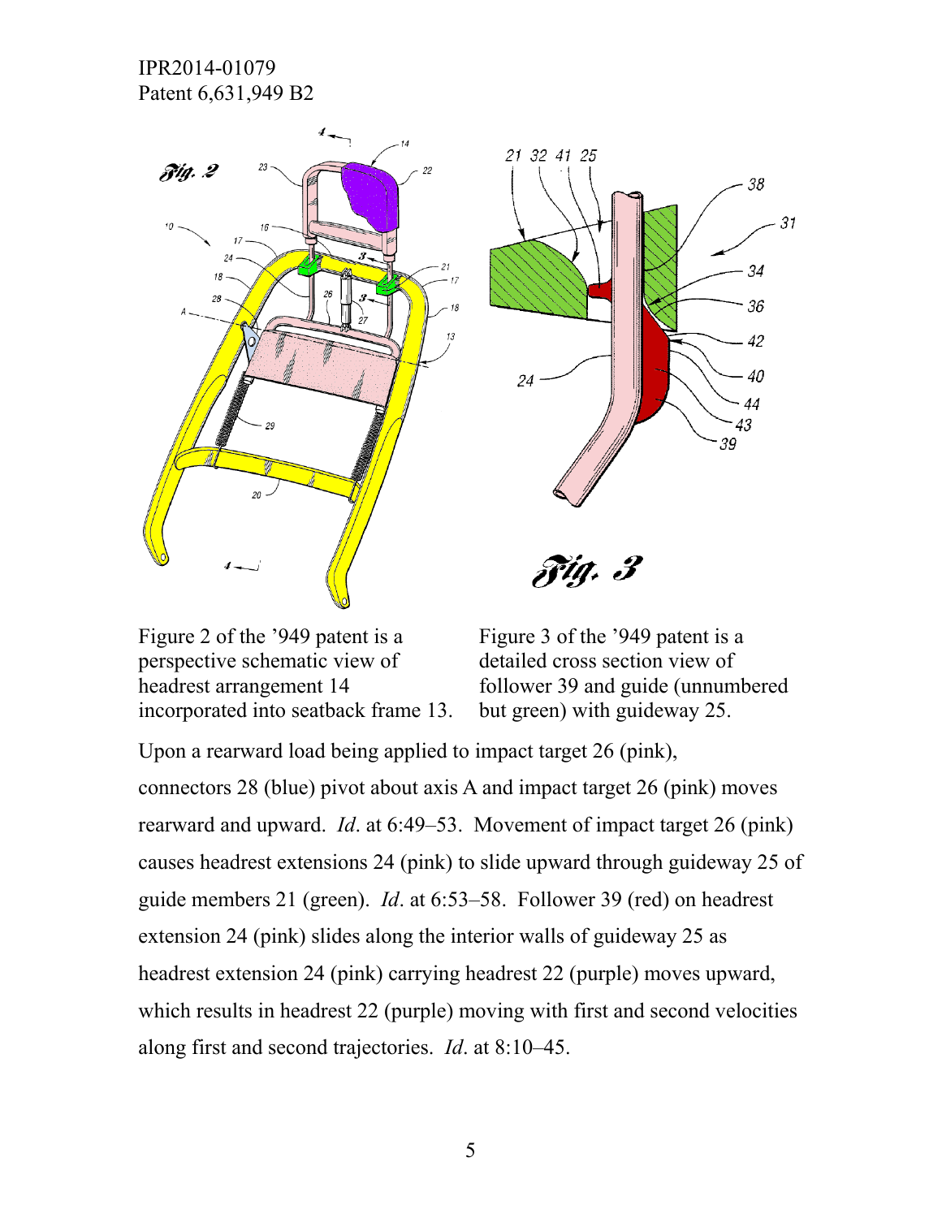Figure 2 of the '949 patent is a perspective schematic view of headrest arrangement 14 incorporated into seatback frame 13.

Figure 3 of the '949 patent is a detailed cross section view of follower 39 and guide (unnumbered but green) with guideway 25.

Upon a rearward load being applied to impact target 26 (pink), connectors 28 (blue) pivot about axis A and impact target 26 (pink) moves rearward and upward. *Id*. at 6:49–53. Movement of impact target 26 (pink) causes headrest extensions 24 (pink) to slide upward through guideway 25 of guide members 21 (green). *Id*. at 6:53–58. Follower 39 (red) on headrest extension 24 (pink) slides along the interior walls of guideway 25 as headrest extension 24 (pink) carrying headrest 22 (purple) moves upward, which results in headrest 22 (purple) moving with first and second velocities along first and second trajectories. *Id*. at 8:10–45.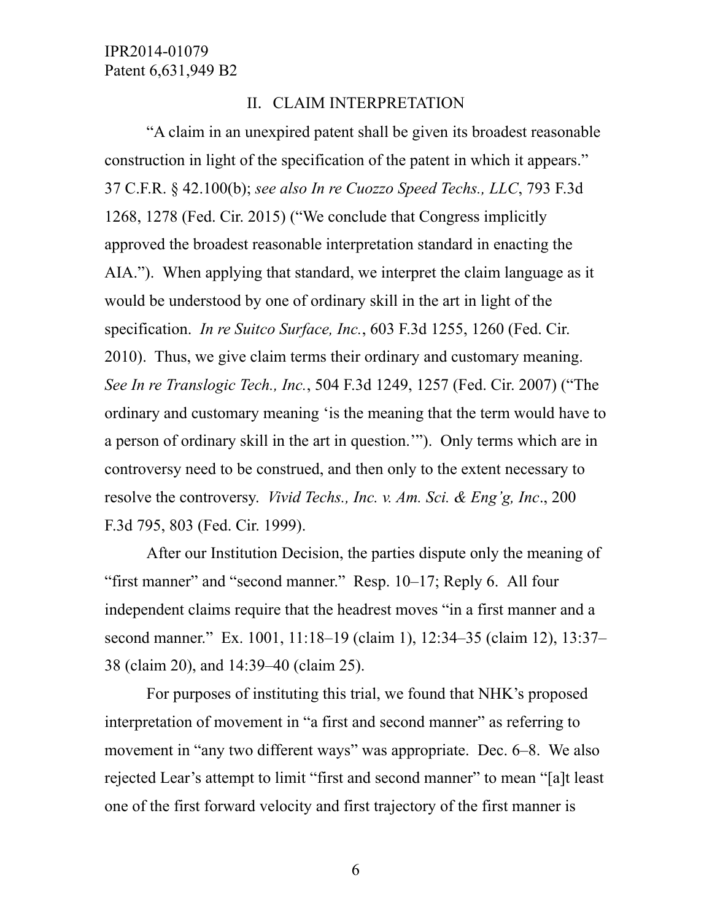## II. CLAIM INTERPRETATION

"A claim in an unexpired patent shall be given its broadest reasonable construction in light of the specification of the patent in which it appears." 37 C.F.R. § 42.100(b); *see also In re Cuozzo Speed Techs., LLC*, 793 F.3d 1268, 1278 (Fed. Cir. 2015) ("We conclude that Congress implicitly approved the broadest reasonable interpretation standard in enacting the AIA."). When applying that standard, we interpret the claim language as it would be understood by one of ordinary skill in the art in light of the specification. *In re Suitco Surface, Inc.*, 603 F.3d 1255, 1260 (Fed. Cir. 2010). Thus, we give claim terms their ordinary and customary meaning. *See In re Translogic Tech., Inc.*, 504 F.3d 1249, 1257 (Fed. Cir. 2007) ("The ordinary and customary meaning 'is the meaning that the term would have to a person of ordinary skill in the art in question.'"). Only terms which are in controversy need to be construed, and then only to the extent necessary to resolve the controversy. *Vivid Techs., Inc. v. Am. Sci. & Eng'g, Inc*., 200 F.3d 795, 803 (Fed. Cir. 1999).

After our Institution Decision, the parties dispute only the meaning of "first manner" and "second manner." Resp. 10–17; Reply 6. All four independent claims require that the headrest moves "in a first manner and a second manner." Ex. 1001, 11:18–19 (claim 1), 12:34–35 (claim 12), 13:37–38 (claim 20), and 14:39–40 (claim 25).

For purposes of instituting this trial, we found that NHK's proposed interpretation of movement in "a first and second manner" as referring to movement in "any two different ways" was appropriate. Dec. 6–8. We also rejected Lear's attempt to limit "first and second manner" to mean "[a]t least one of the first forward velocity and first trajectory of the first manner is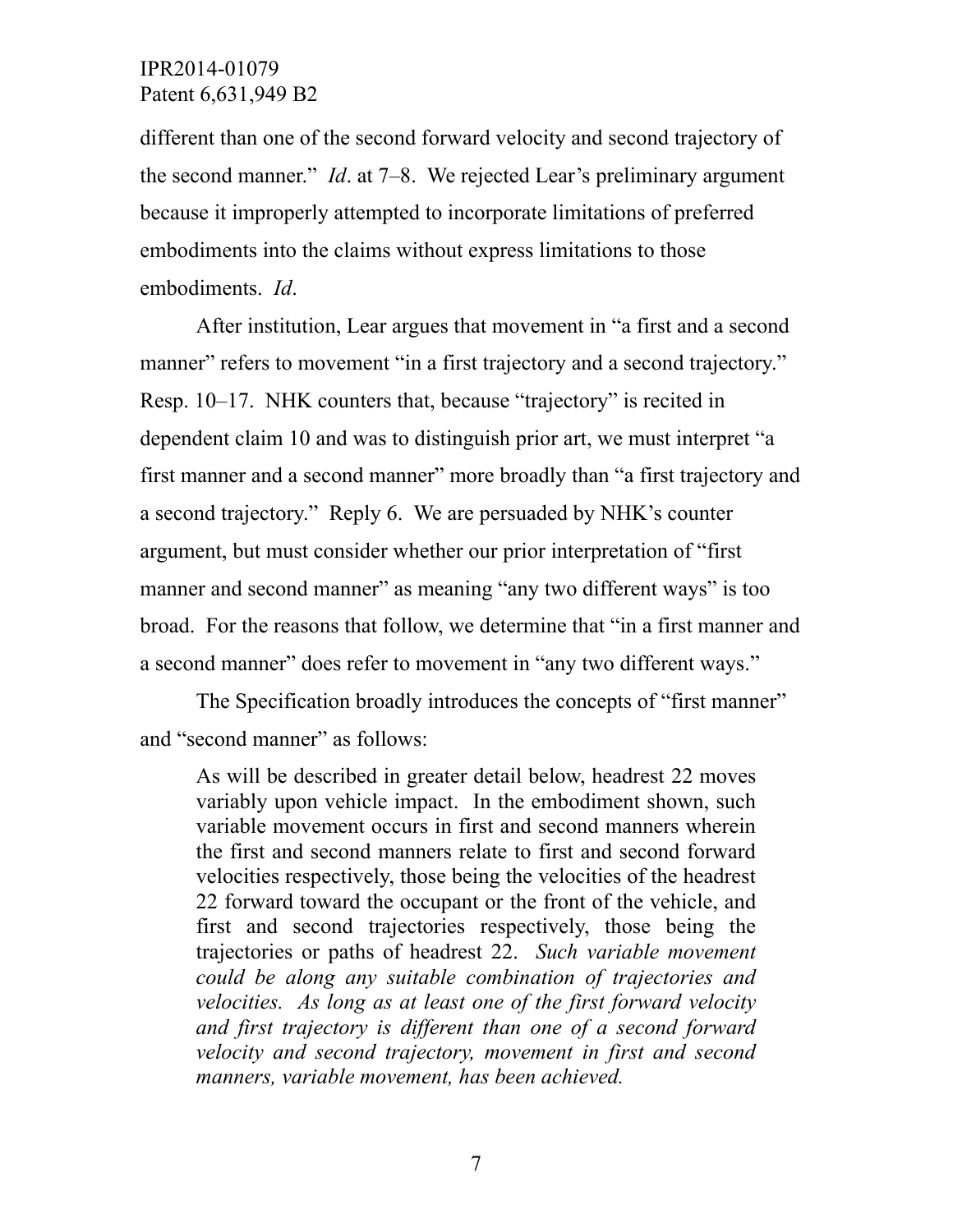different than one of the second forward velocity and second trajectory of the second manner." *Id*. at 7–8. We rejected Lear's preliminary argument because it improperly attempted to incorporate limitations of preferred embodiments into the claims without express limitations to those embodiments. *Id*.

After institution, Lear argues that movement in "a first and a second manner" refers to movement "in a first trajectory and a second trajectory." Resp. 10–17. NHK counters that, because "trajectory" is recited in dependent claim 10 and was to distinguish prior art, we must interpret "a first manner and a second manner" more broadly than "a first trajectory and a second trajectory." Reply 6. We are persuaded by NHK's counter argument, but must consider whether our prior interpretation of "first manner and second manner" as meaning "any two different ways" is too broad. For the reasons that follow, we determine that "in a first manner and a second manner" does refer to movement in "any two different ways."

The Specification broadly introduces the concepts of "first manner" and "second manner" as follows:

> As will be described in greater detail below, headrest 22 moves variably upon vehicle impact. In the embodiment shown, such variable movement occurs in first and second manners wherein the first and second manners relate to first and second forward velocities respectively, those being the velocities of the headrest 22 forward toward the occupant or the front of the vehicle, and first and second trajectories respectively, those being the trajectories or paths of headrest 22. *Such variable movement could be along any suitable combination of trajectories and velocities. As long as at least one of the first forward velocity and first trajectory is different than one of a second forward velocity and second trajectory, movement in first and second manners, variable movement, has been achieved.*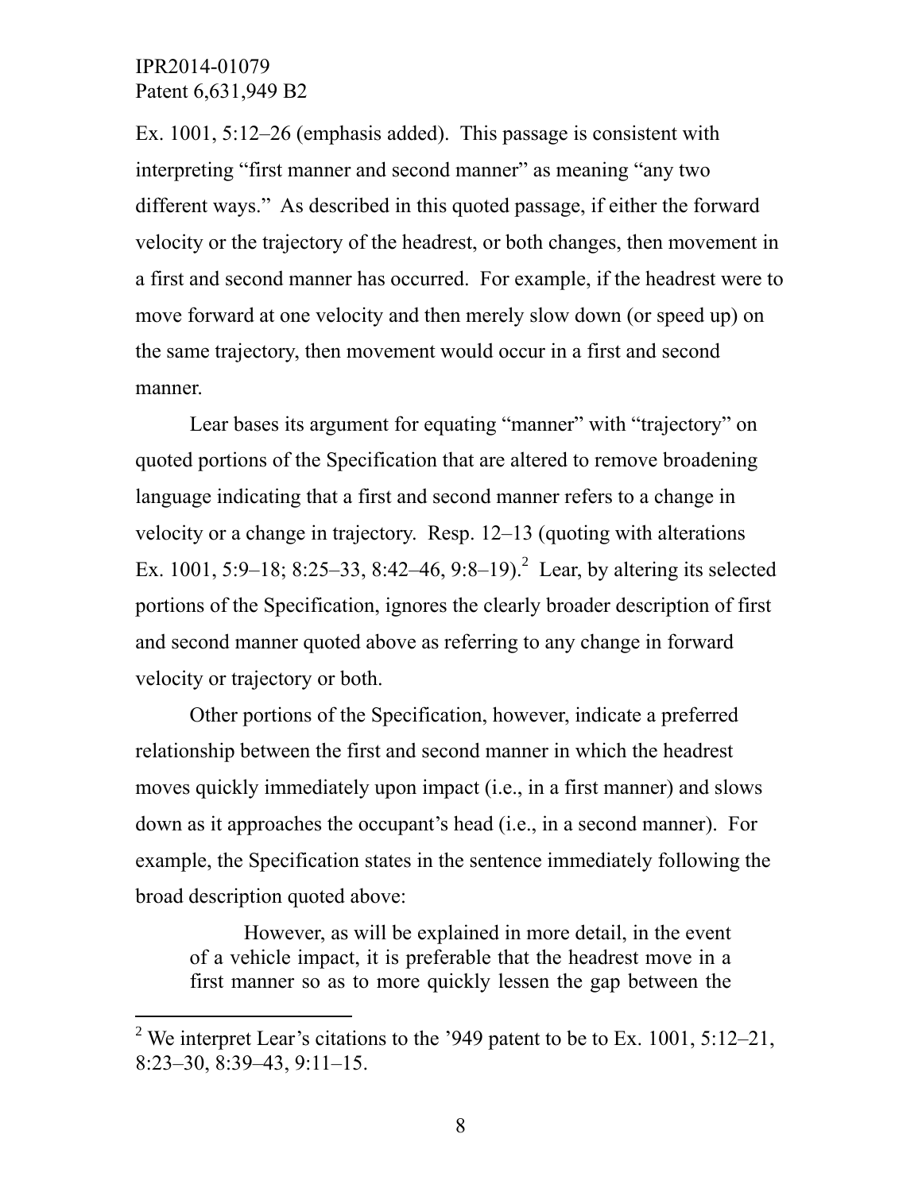Ex. 1001, 5:12–26 (emphasis added). This passage is consistent with interpreting "first manner and second manner" as meaning "any two different ways." As described in this quoted passage, if either the forward velocity or the trajectory of the headrest, or both changes, then movement in a first and second manner has occurred. For example, if the headrest were to move forward at one velocity and then merely slow down (or speed up) on the same trajectory, then movement would occur in a first and second manner.

Lear bases its argument for equating "manner" with "trajectory" on quoted portions of the Specification that are altered to remove broadening language indicating that a first and second manner refers to a change in velocity or a change in trajectory. Resp. 12–13 (quoting with alterations Ex. 1001, 5:9–18; 8:25–33, 8:42–46, 9:8–19).[2] Lear, by altering its selected portions of the Specification, ignores the clearly broader description of first and second manner quoted above as referring to any change in forward velocity or trajectory or both.

Other portions of the Specification, however, indicate a preferred relationship between the first and second manner in which the headrest moves quickly immediately upon impact (i.e., in a first manner) and slows down as it approaches the occupant's head (i.e., in a second manner). For example, the Specification states in the sentence immediately following the broad description quoted above:

> However, as will be explained in more detail, in the event of a vehicle impact, it is preferable that the headrest move in a first manner so as to more quickly lessen the gap between the

[2] We interpret Lear's citations to the '949 patent to be to Ex. 1001, 5:12–21, 8:23–30, 8:39–43, 9:11–15.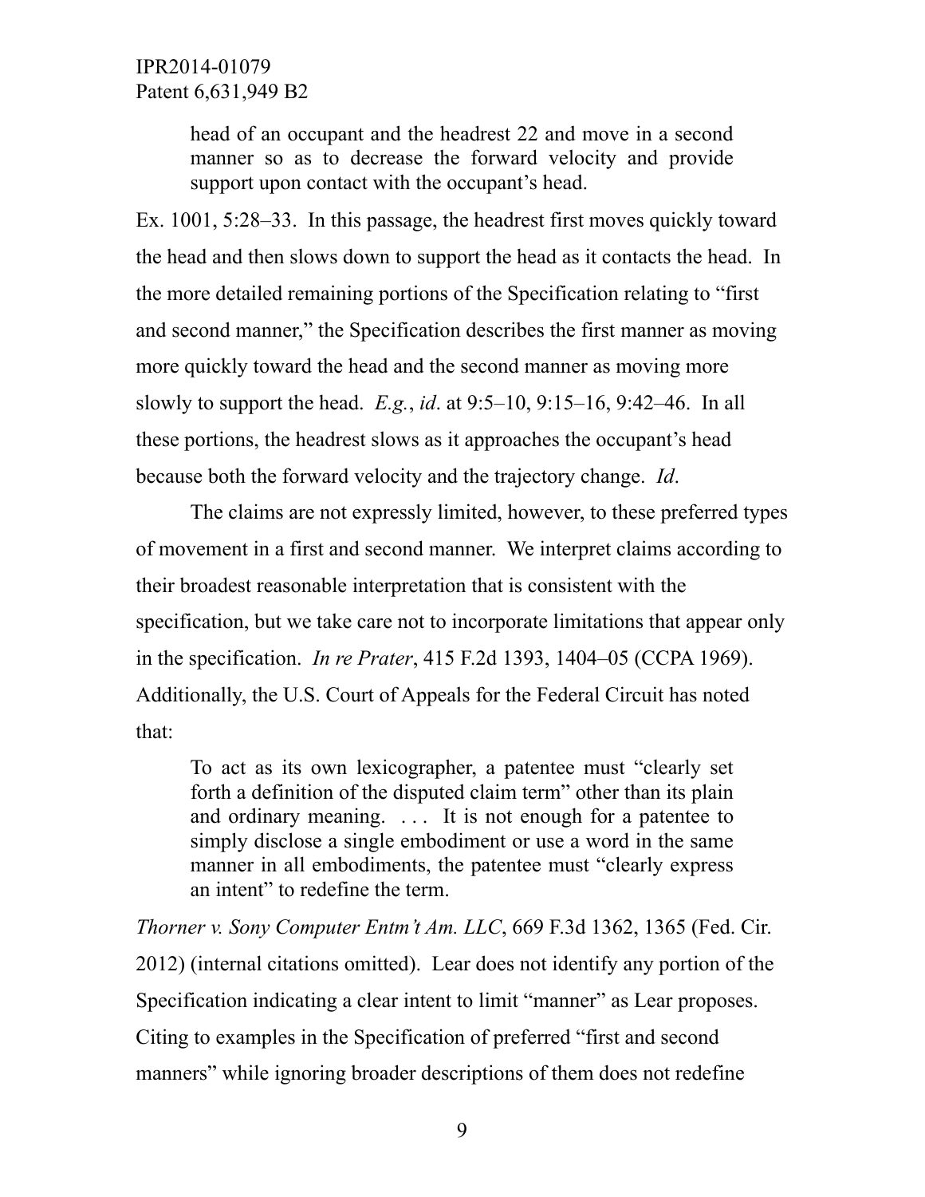> head of an occupant and the headrest 22 and move in a second manner so as to decrease the forward velocity and provide support upon contact with the occupant's head.

Ex. 1001, 5:28–33. In this passage, the headrest first moves quickly toward the head and then slows down to support the head as it contacts the head. In the more detailed remaining portions of the Specification relating to "first and second manner," the Specification describes the first manner as moving more quickly toward the head and the second manner as moving more slowly to support the head. *E.g.*, *id*. at 9:5–10, 9:15–16, 9:42–46. In all these portions, the headrest slows as it approaches the occupant's head because both the forward velocity and the trajectory change. *Id*.

The claims are not expressly limited, however, to these preferred types of movement in a first and second manner. We interpret claims according to their broadest reasonable interpretation that is consistent with the specification, but we take care not to incorporate limitations that appear only in the specification. *In re Prater*, 415 F.2d 1393, 1404–05 (CCPA 1969). Additionally, the U.S. Court of Appeals for the Federal Circuit has noted that:

> To act as its own lexicographer, a patentee must "clearly set forth a definition of the disputed claim term" other than its plain and ordinary meaning. . . . It is not enough for a patentee to simply disclose a single embodiment or use a word in the same manner in all embodiments, the patentee must "clearly express an intent" to redefine the term.

*Thorner v. Sony Computer Entm't Am. LLC*, 669 F.3d 1362, 1365 (Fed. Cir. 2012) (internal citations omitted). Lear does not identify any portion of the Specification indicating a clear intent to limit "manner" as Lear proposes. Citing to examples in the Specification of preferred "first and second manners" while ignoring broader descriptions of them does not redefine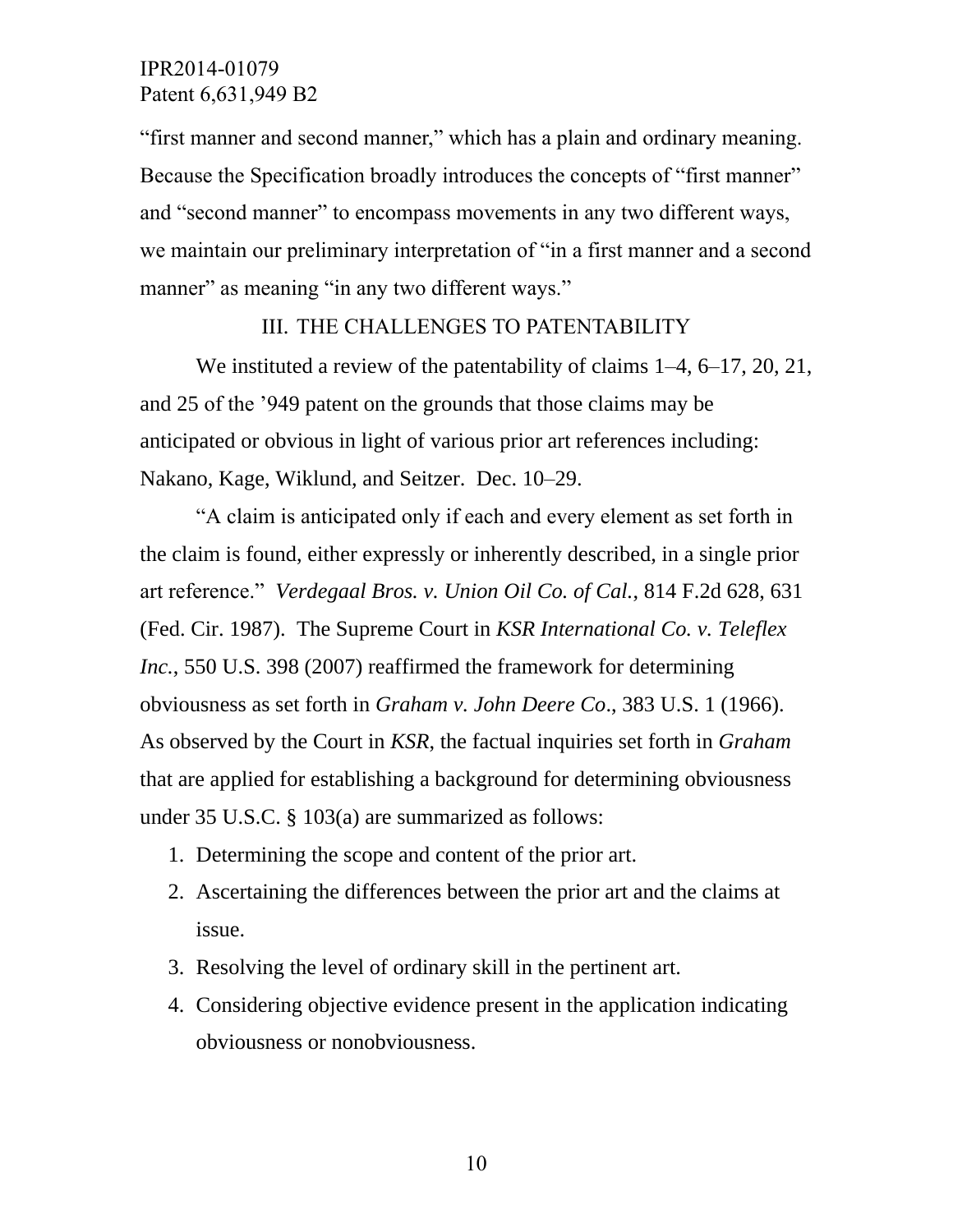"first manner and second manner," which has a plain and ordinary meaning. Because the Specification broadly introduces the concepts of "first manner" and "second manner" to encompass movements in any two different ways, we maintain our preliminary interpretation of "in a first manner and a second manner" as meaning "in any two different ways."

## III. THE CHALLENGES TO PATENTABILITY

We instituted a review of the patentability of claims 1–4, 6–17, 20, 21, and 25 of the '949 patent on the grounds that those claims may be anticipated or obvious in light of various prior art references including: Nakano, Kage, Wiklund, and Seitzer. Dec. 10–29.

"A claim is anticipated only if each and every element as set forth in the claim is found, either expressly or inherently described, in a single prior art reference." *Verdegaal Bros. v. Union Oil Co. of Cal.*, 814 F.2d 628, 631 (Fed. Cir. 1987). The Supreme Court in *KSR International Co. v. Teleflex Inc.*, 550 U.S. 398 (2007) reaffirmed the framework for determining obviousness as set forth in *Graham v. John Deere Co*., 383 U.S. 1 (1966). As observed by the Court in *KSR*, the factual inquiries set forth in *Graham* that are applied for establishing a background for determining obviousness under 35 U.S.C. § 103(a) are summarized as follows:

1. Determining the scope and content of the prior art.
2. Ascertaining the differences between the prior art and the claims at issue.
3. Resolving the level of ordinary skill in the pertinent art.
4. Considering objective evidence present in the application indicating obviousness or nonobviousness.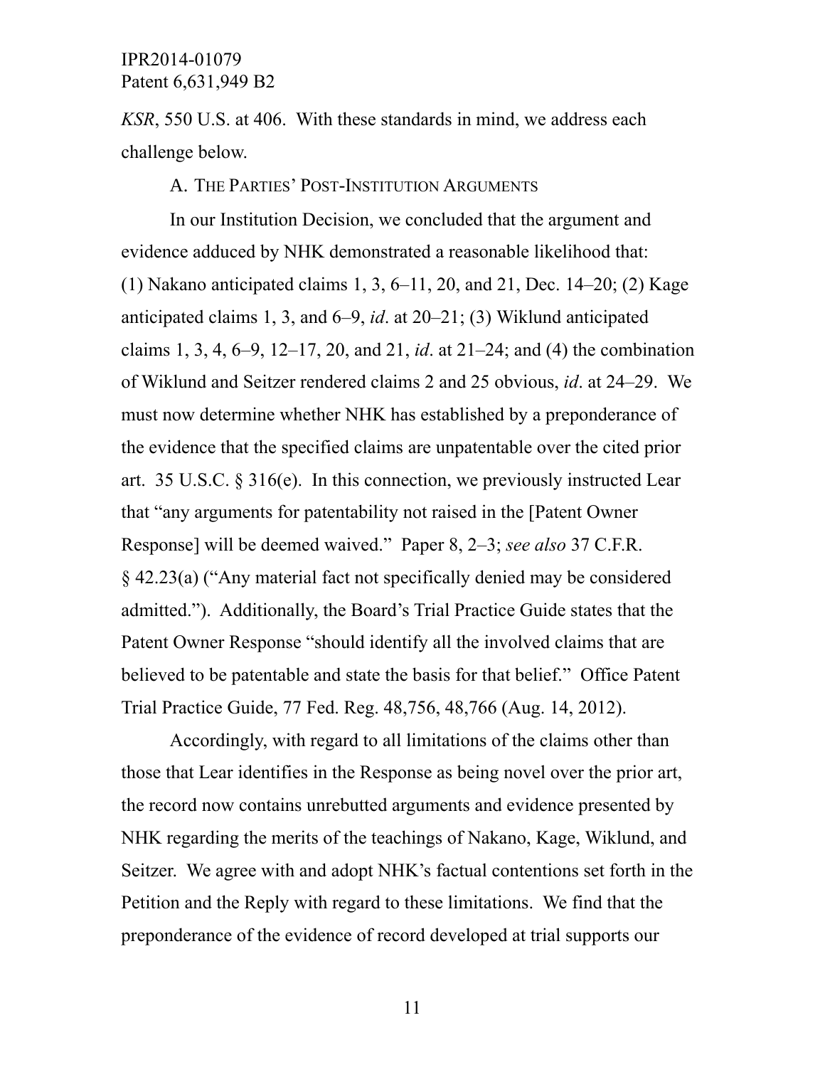*KSR*, 550 U.S. at 406. With these standards in mind, we address each challenge below.

### A. The Parties' Post-Institution Arguments

In our Institution Decision, we concluded that the argument and evidence adduced by NHK demonstrated a reasonable likelihood that: (1) Nakano anticipated claims 1, 3, 6–11, 20, and 21, Dec. 14–20; (2) Kage anticipated claims 1, 3, and 6–9, *id*. at 20–21; (3) Wiklund anticipated claims 1, 3, 4, 6–9, 12–17, 20, and 21, *id*. at 21–24; and (4) the combination of Wiklund and Seitzer rendered claims 2 and 25 obvious, *id*. at 24–29. We must now determine whether NHK has established by a preponderance of the evidence that the specified claims are unpatentable over the cited prior art. 35 U.S.C. § 316(e). In this connection, we previously instructed Lear that "any arguments for patentability not raised in the [Patent Owner Response] will be deemed waived." Paper 8, 2–3; *see also* 37 C.F.R. § 42.23(a) ("Any material fact not specifically denied may be considered admitted."). Additionally, the Board's Trial Practice Guide states that the Patent Owner Response "should identify all the involved claims that are believed to be patentable and state the basis for that belief." Office Patent Trial Practice Guide, 77 Fed. Reg. 48,756, 48,766 (Aug. 14, 2012).

Accordingly, with regard to all limitations of the claims other than those that Lear identifies in the Response as being novel over the prior art, the record now contains unrebutted arguments and evidence presented by NHK regarding the merits of the teachings of Nakano, Kage, Wiklund, and Seitzer. We agree with and adopt NHK's factual contentions set forth in the Petition and the Reply with regard to these limitations. We find that the preponderance of the evidence of record developed at trial supports our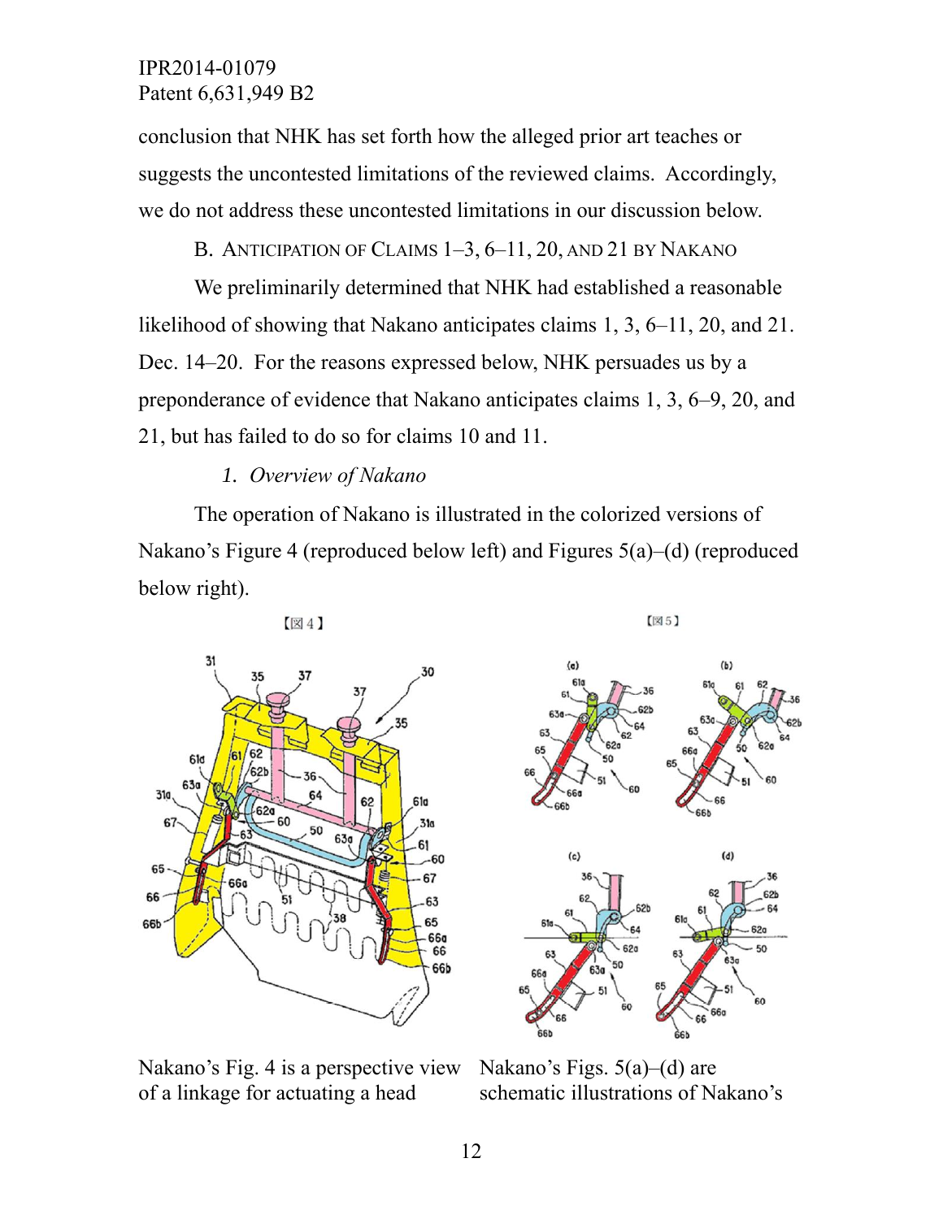conclusion that NHK has set forth how the alleged prior art teaches or suggests the uncontested limitations of the reviewed claims. Accordingly, we do not address these uncontested limitations in our discussion below.

### B. ANTICIPATION OF CLAIMS 1–3, 6–11, 20, AND 21 BY NAKANO

We preliminarily determined that NHK had established a reasonable likelihood of showing that Nakano anticipates claims 1, 3, 6–11, 20, and 21. Dec. 14–20. For the reasons expressed below, NHK persuades us by a preponderance of evidence that Nakano anticipates claims 1, 3, 6–9, 20, and 21, but has failed to do so for claims 10 and 11.

#### 1. *Overview of Nakano*

The operation of Nakano is illustrated in the colorized versions of Nakano's Figure 4 (reproduced below left) and Figures 5(a)–(d) (reproduced below right).

Nakano's Fig. 4 is a perspective view of a linkage for actuating a head

Nakano's Figs. 5(a)–(d) are schematic illustrations of Nakano's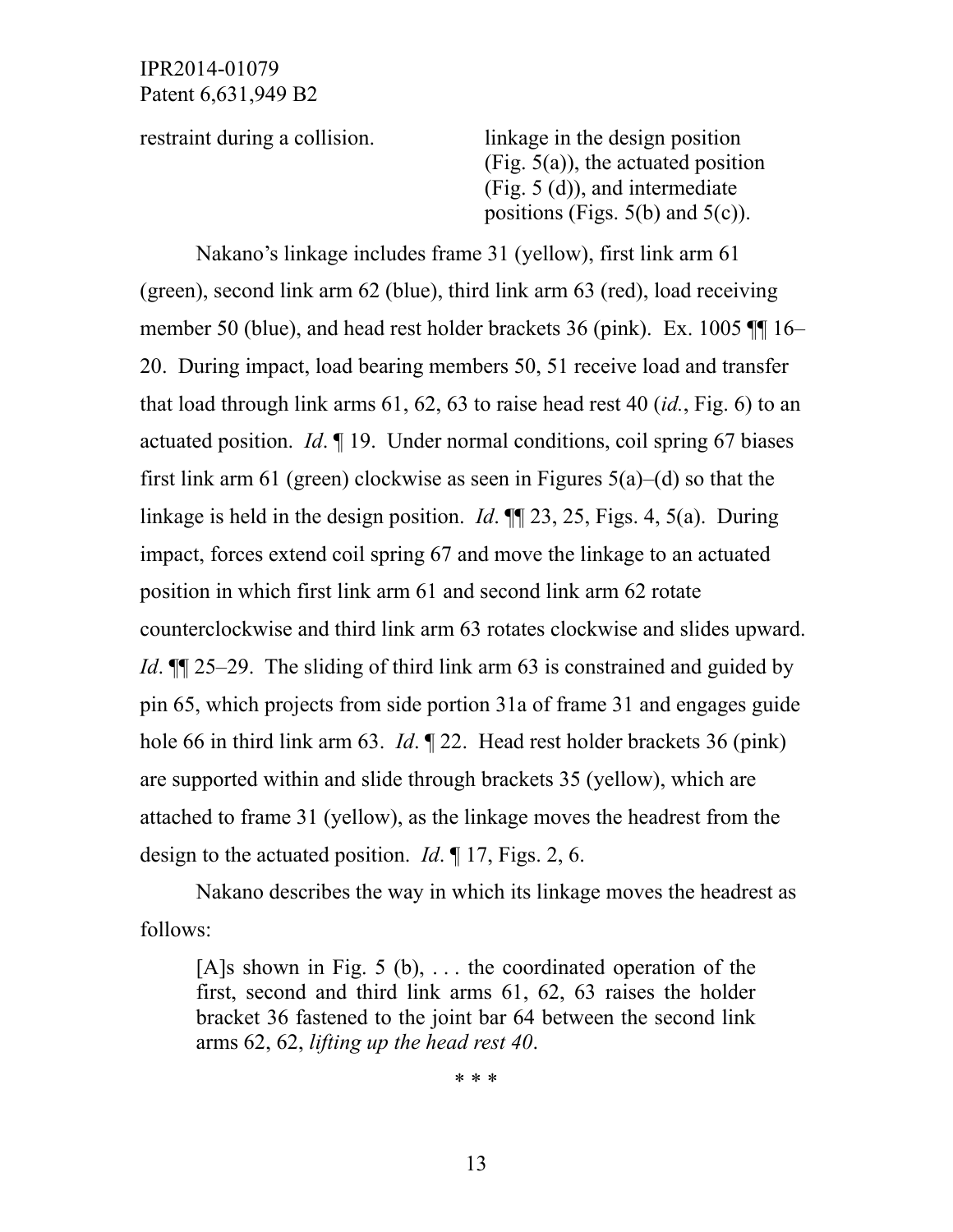| restraint during a collision. | linkage in the design position (Fig. 5(a)), the actuated position (Fig. 5 (d)), and intermediate positions (Figs. 5(b) and 5(c)). |
|---|---|

Nakano's linkage includes frame 31 (yellow), first link arm 61 (green), second link arm 62 (blue), third link arm 63 (red), load receiving member 50 (blue), and head rest holder brackets 36 (pink). Ex. 1005 ¶¶ 16–20. During impact, load bearing members 50, 51 receive load and transfer that load through link arms 61, 62, 63 to raise head rest 40 (*id.*, Fig. 6) to an actuated position. *Id*. ¶ 19. Under normal conditions, coil spring 67 biases first link arm 61 (green) clockwise as seen in Figures 5(a)–(d) so that the linkage is held in the design position. *Id*. ¶¶ 23, 25, Figs. 4, 5(a). During impact, forces extend coil spring 67 and move the linkage to an actuated position in which first link arm 61 and second link arm 62 rotate counterclockwise and third link arm 63 rotates clockwise and slides upward. *Id*. ¶¶ 25–29. The sliding of third link arm 63 is constrained and guided by pin 65, which projects from side portion 31a of frame 31 and engages guide hole 66 in third link arm 63. *Id*. ¶ 22. Head rest holder brackets 36 (pink) are supported within and slide through brackets 35 (yellow), which are attached to frame 31 (yellow), as the linkage moves the headrest from the design to the actuated position. *Id*. ¶ 17, Figs. 2, 6.

Nakano describes the way in which its linkage moves the headrest as follows:

> [A]s shown in Fig. 5 (b), . . . the coordinated operation of the first, second and third link arms 61, 62, 63 raises the holder bracket 36 fastened to the joint bar 64 between the second link arms 62, 62, *lifting up the head rest 40*.
>
> \* \* \*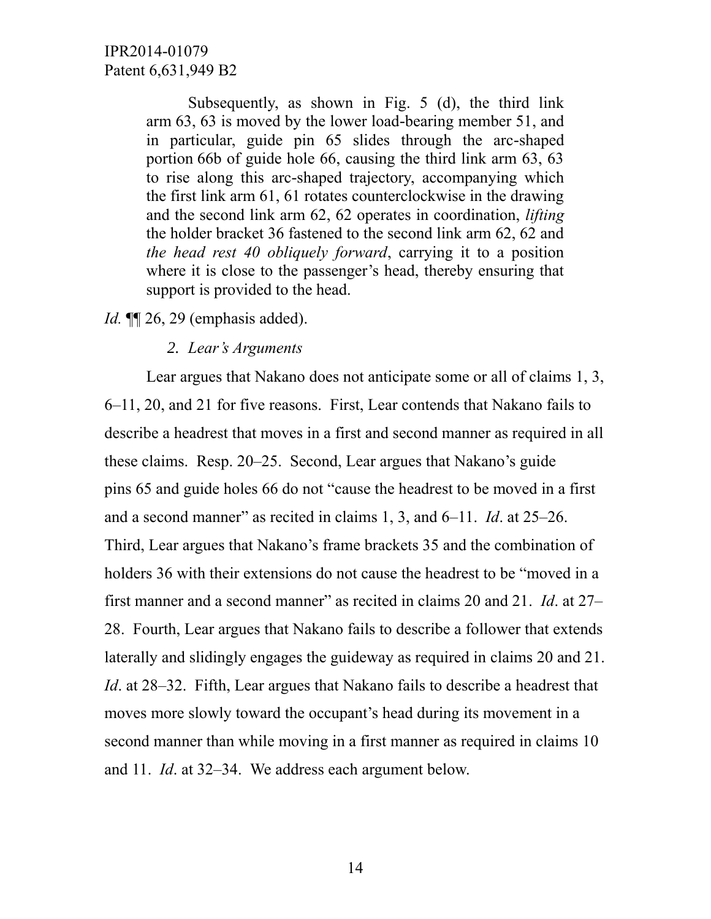> Subsequently, as shown in Fig. 5 (d), the third link arm 63, 63 is moved by the lower load-bearing member 51, and in particular, guide pin 65 slides through the arc-shaped portion 66b of guide hole 66, causing the third link arm 63, 63 to rise along this arc-shaped trajectory, accompanying which the first link arm 61, 61 rotates counterclockwise in the drawing and the second link arm 62, 62 operates in coordination, *lifting* the holder bracket 36 fastened to the second link arm 62, 62 and *the head rest 40 obliquely forward*, carrying it to a position where it is close to the passenger's head, thereby ensuring that support is provided to the head.

*Id.* ¶¶ 26, 29 (emphasis added).

### *2. Lear's Arguments*

Lear argues that Nakano does not anticipate some or all of claims 1, 3, 6–11, 20, and 21 for five reasons. First, Lear contends that Nakano fails to describe a headrest that moves in a first and second manner as required in all these claims. Resp. 20–25. Second, Lear argues that Nakano's guide pins 65 and guide holes 66 do not "cause the headrest to be moved in a first and a second manner" as recited in claims 1, 3, and 6–11. *Id*. at 25–26. Third, Lear argues that Nakano's frame brackets 35 and the combination of holders 36 with their extensions do not cause the headrest to be "moved in a first manner and a second manner" as recited in claims 20 and 21. *Id*. at 27–28. Fourth, Lear argues that Nakano fails to describe a follower that extends laterally and slidingly engages the guideway as required in claims 20 and 21. *Id*. at 28–32. Fifth, Lear argues that Nakano fails to describe a headrest that moves more slowly toward the occupant's head during its movement in a second manner than while moving in a first manner as required in claims 10 and 11. *Id*. at 32–34. We address each argument below.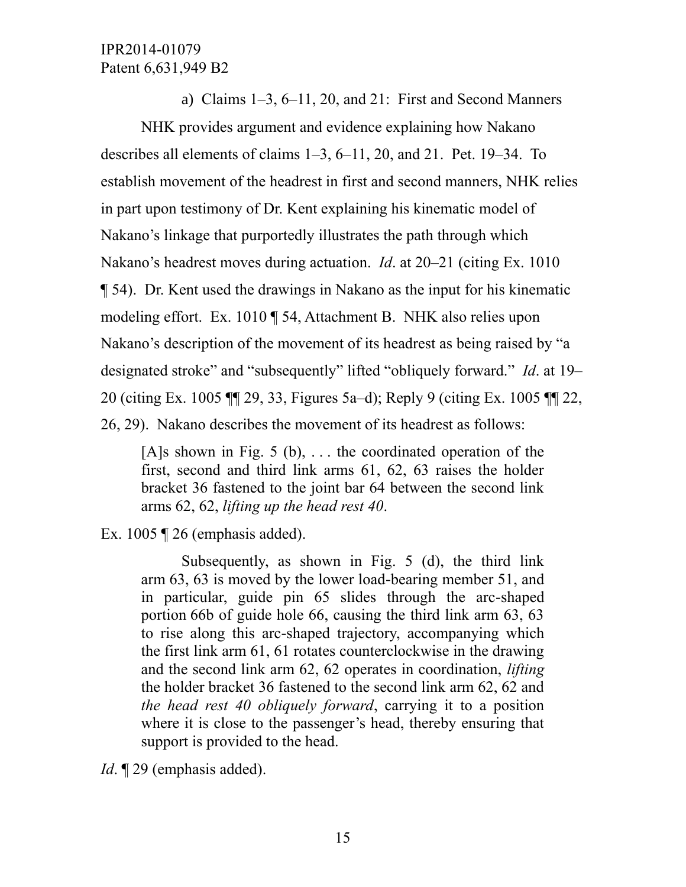a) Claims 1–3, 6–11, 20, and 21: First and Second Manners

NHK provides argument and evidence explaining how Nakano describes all elements of claims 1–3, 6–11, 20, and 21. Pet. 19–34. To establish movement of the headrest in first and second manners, NHK relies in part upon testimony of Dr. Kent explaining his kinematic model of Nakano's linkage that purportedly illustrates the path through which Nakano's headrest moves during actuation. *Id*. at 20–21 (citing Ex. 1010 ¶ 54). Dr. Kent used the drawings in Nakano as the input for his kinematic modeling effort. Ex. 1010 ¶ 54, Attachment B. NHK also relies upon Nakano's description of the movement of its headrest as being raised by "a designated stroke" and "subsequently" lifted "obliquely forward." *Id*. at 19–20 (citing Ex. 1005 ¶¶ 29, 33, Figures 5a–d); Reply 9 (citing Ex. 1005 ¶¶ 22, 26, 29). Nakano describes the movement of its headrest as follows:

> [A]s shown in Fig. 5 (b), . . . the coordinated operation of the first, second and third link arms 61, 62, 63 raises the holder bracket 36 fastened to the joint bar 64 between the second link arms 62, 62, *lifting up the head rest 40*.

Ex. 1005 ¶ 26 (emphasis added).

> Subsequently, as shown in Fig. 5 (d), the third link arm 63, 63 is moved by the lower load-bearing member 51, and in particular, guide pin 65 slides through the arc-shaped portion 66b of guide hole 66, causing the third link arm 63, 63 to rise along this arc-shaped trajectory, accompanying which the first link arm 61, 61 rotates counterclockwise in the drawing and the second link arm 62, 62 operates in coordination, *lifting* the holder bracket 36 fastened to the second link arm 62, 62 and *the head rest 40 obliquely forward*, carrying it to a position where it is close to the passenger's head, thereby ensuring that support is provided to the head.

*Id*. ¶ 29 (emphasis added).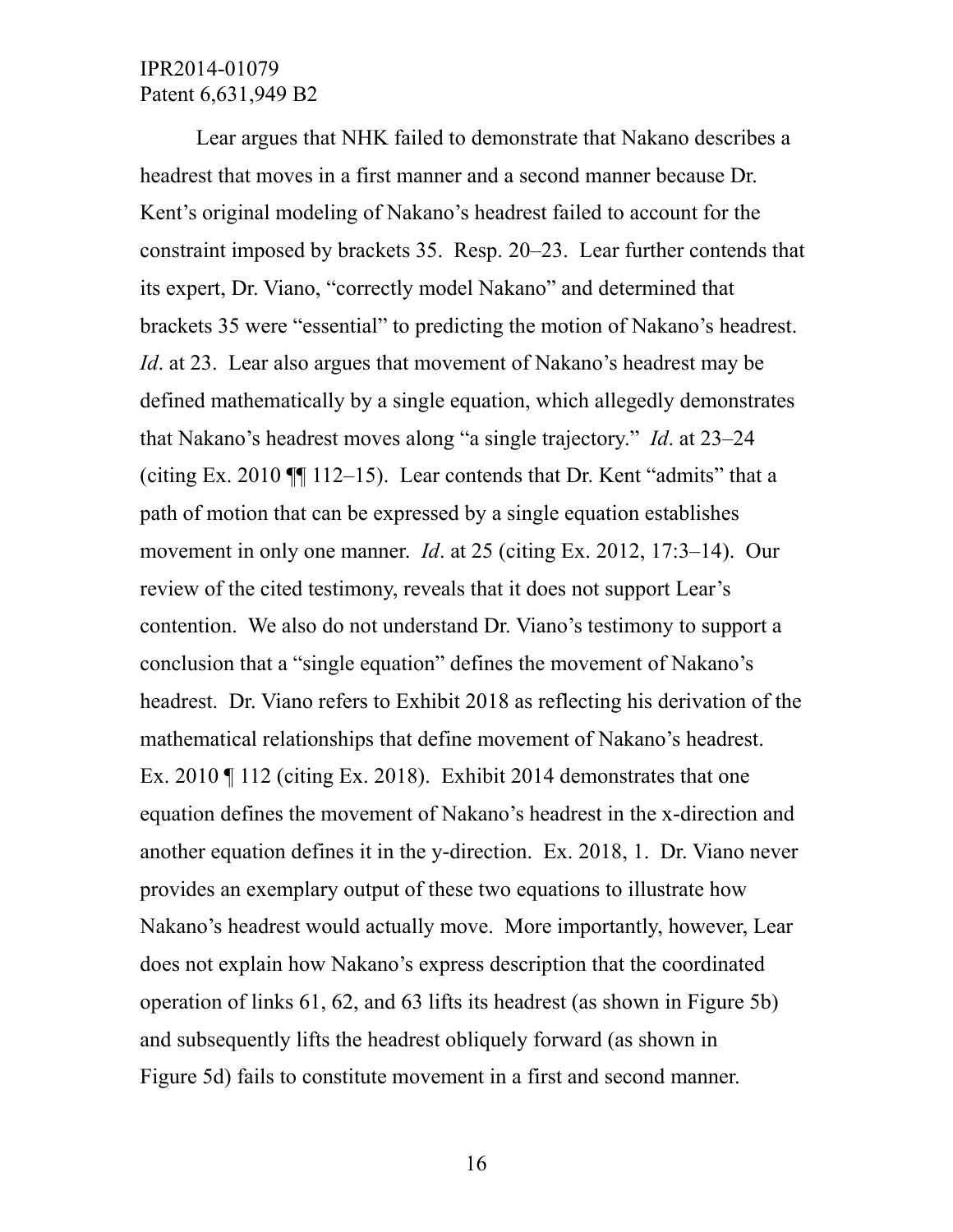Lear argues that NHK failed to demonstrate that Nakano describes a headrest that moves in a first manner and a second manner because Dr. Kent's original modeling of Nakano's headrest failed to account for the constraint imposed by brackets 35. Resp. 20–23. Lear further contends that its expert, Dr. Viano, "correctly model Nakano" and determined that brackets 35 were "essential" to predicting the motion of Nakano's headrest. *Id*. at 23. Lear also argues that movement of Nakano's headrest may be defined mathematically by a single equation, which allegedly demonstrates that Nakano's headrest moves along "a single trajectory." *Id*. at 23–24 (citing Ex. 2010 ¶¶ 112–15). Lear contends that Dr. Kent "admits" that a path of motion that can be expressed by a single equation establishes movement in only one manner. *Id*. at 25 (citing Ex. 2012, 17:3–14). Our review of the cited testimony, reveals that it does not support Lear's contention. We also do not understand Dr. Viano's testimony to support a conclusion that a "single equation" defines the movement of Nakano's headrest. Dr. Viano refers to Exhibit 2018 as reflecting his derivation of the mathematical relationships that define movement of Nakano's headrest. Ex. 2010 ¶ 112 (citing Ex. 2018). Exhibit 2014 demonstrates that one equation defines the movement of Nakano's headrest in the x-direction and another equation defines it in the y-direction. Ex. 2018, 1. Dr. Viano never provides an exemplary output of these two equations to illustrate how Nakano's headrest would actually move. More importantly, however, Lear does not explain how Nakano's express description that the coordinated operation of links 61, 62, and 63 lifts its headrest (as shown in Figure 5b) and subsequently lifts the headrest obliquely forward (as shown in Figure 5d) fails to constitute movement in a first and second manner.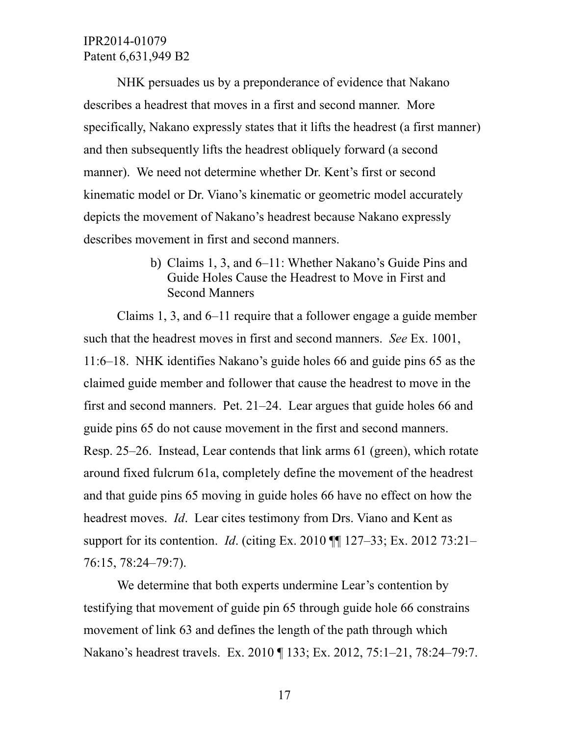NHK persuades us by a preponderance of evidence that Nakano describes a headrest that moves in a first and second manner. More specifically, Nakano expressly states that it lifts the headrest (a first manner) and then subsequently lifts the headrest obliquely forward (a second manner). We need not determine whether Dr. Kent's first or second kinematic model or Dr. Viano's kinematic or geometric model accurately depicts the movement of Nakano's headrest because Nakano expressly describes movement in first and second manners.

#### b) Claims 1, 3, and 6–11: Whether Nakano's Guide Pins and Guide Holes Cause the Headrest to Move in First and Second Manners

Claims 1, 3, and 6–11 require that a follower engage a guide member such that the headrest moves in first and second manners. *See* Ex. 1001, 11:6–18. NHK identifies Nakano's guide holes 66 and guide pins 65 as the claimed guide member and follower that cause the headrest to move in the first and second manners. Pet. 21–24. Lear argues that guide holes 66 and guide pins 65 do not cause movement in the first and second manners. Resp. 25–26. Instead, Lear contends that link arms 61 (green), which rotate around fixed fulcrum 61a, completely define the movement of the headrest and that guide pins 65 moving in guide holes 66 have no effect on how the headrest moves. *Id*. Lear cites testimony from Drs. Viano and Kent as support for its contention. *Id*. (citing Ex. 2010 ¶¶ 127–33; Ex. 2012 73:21–76:15, 78:24–79:7).

We determine that both experts undermine Lear's contention by testifying that movement of guide pin 65 through guide hole 66 constrains movement of link 63 and defines the length of the path through which Nakano's headrest travels. Ex. 2010 ¶ 133; Ex. 2012, 75:1–21, 78:24–79:7.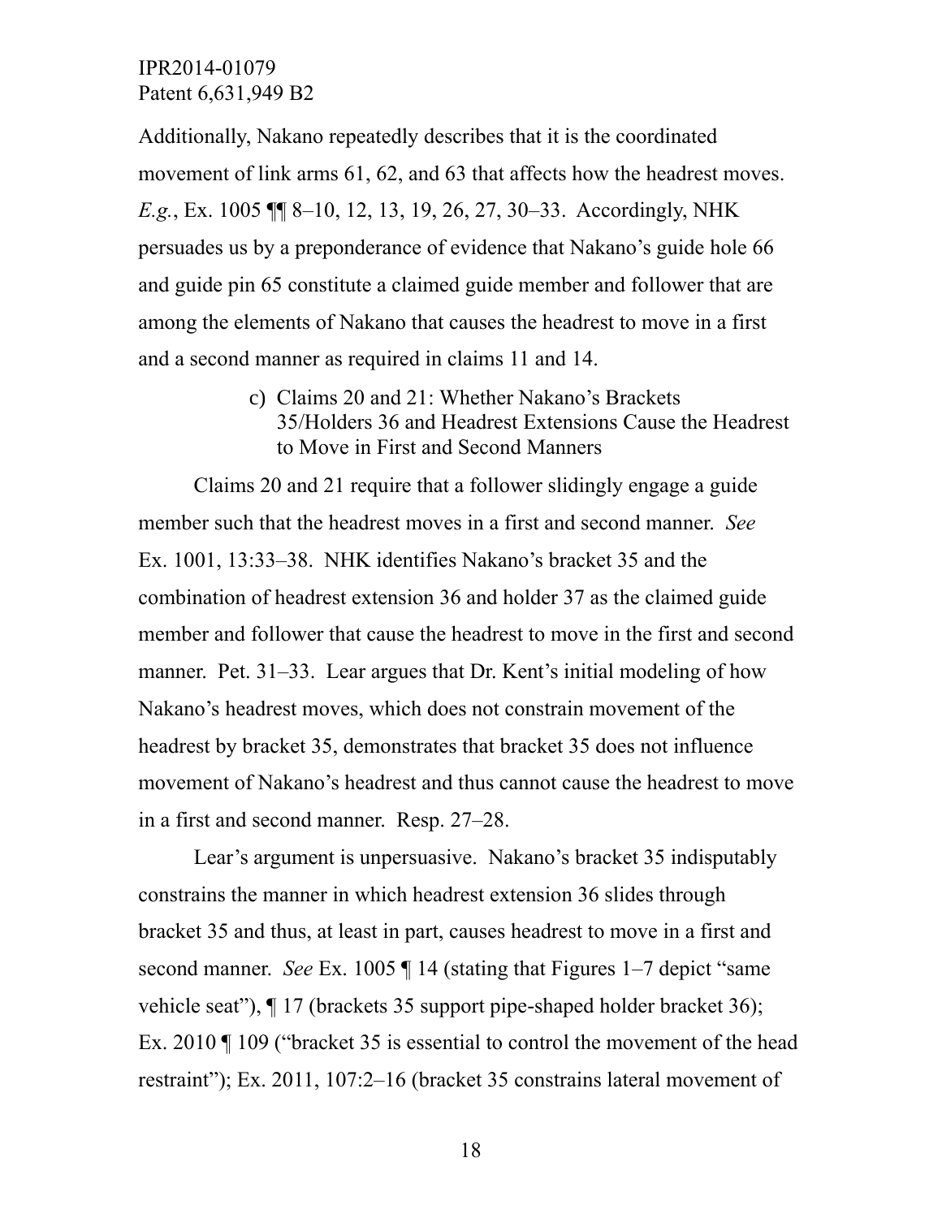Additionally, Nakano repeatedly describes that it is the coordinated movement of link arms 61, 62, and 63 that affects how the headrest moves. *E.g.*, Ex. 1005 ¶¶ 8–10, 12, 13, 19, 26, 27, 30–33. Accordingly, NHK persuades us by a preponderance of evidence that Nakano's guide hole 66 and guide pin 65 constitute a claimed guide member and follower that are among the elements of Nakano that causes the headrest to move in a first and a second manner as required in claims 11 and 14.

c) Claims 20 and 21: Whether Nakano's Brackets 35/Holders 36 and Headrest Extensions Cause the Headrest to Move in First and Second Manners

Claims 20 and 21 require that a follower slidingly engage a guide member such that the headrest moves in a first and second manner. *See* Ex. 1001, 13:33–38. NHK identifies Nakano's bracket 35 and the combination of headrest extension 36 and holder 37 as the claimed guide member and follower that cause the headrest to move in the first and second manner. Pet. 31–33. Lear argues that Dr. Kent's initial modeling of how Nakano's headrest moves, which does not constrain movement of the headrest by bracket 35, demonstrates that bracket 35 does not influence movement of Nakano's headrest and thus cannot cause the headrest to move in a first and second manner. Resp. 27–28.

Lear's argument is unpersuasive. Nakano's bracket 35 indisputably constrains the manner in which headrest extension 36 slides through bracket 35 and thus, at least in part, causes headrest to move in a first and second manner. *See* Ex. 1005 ¶ 14 (stating that Figures 1–7 depict "same vehicle seat"), ¶ 17 (brackets 35 support pipe-shaped holder bracket 36); Ex. 2010 ¶ 109 ("bracket 35 is essential to control the movement of the head restraint"); Ex. 2011, 107:2–16 (bracket 35 constrains lateral movement of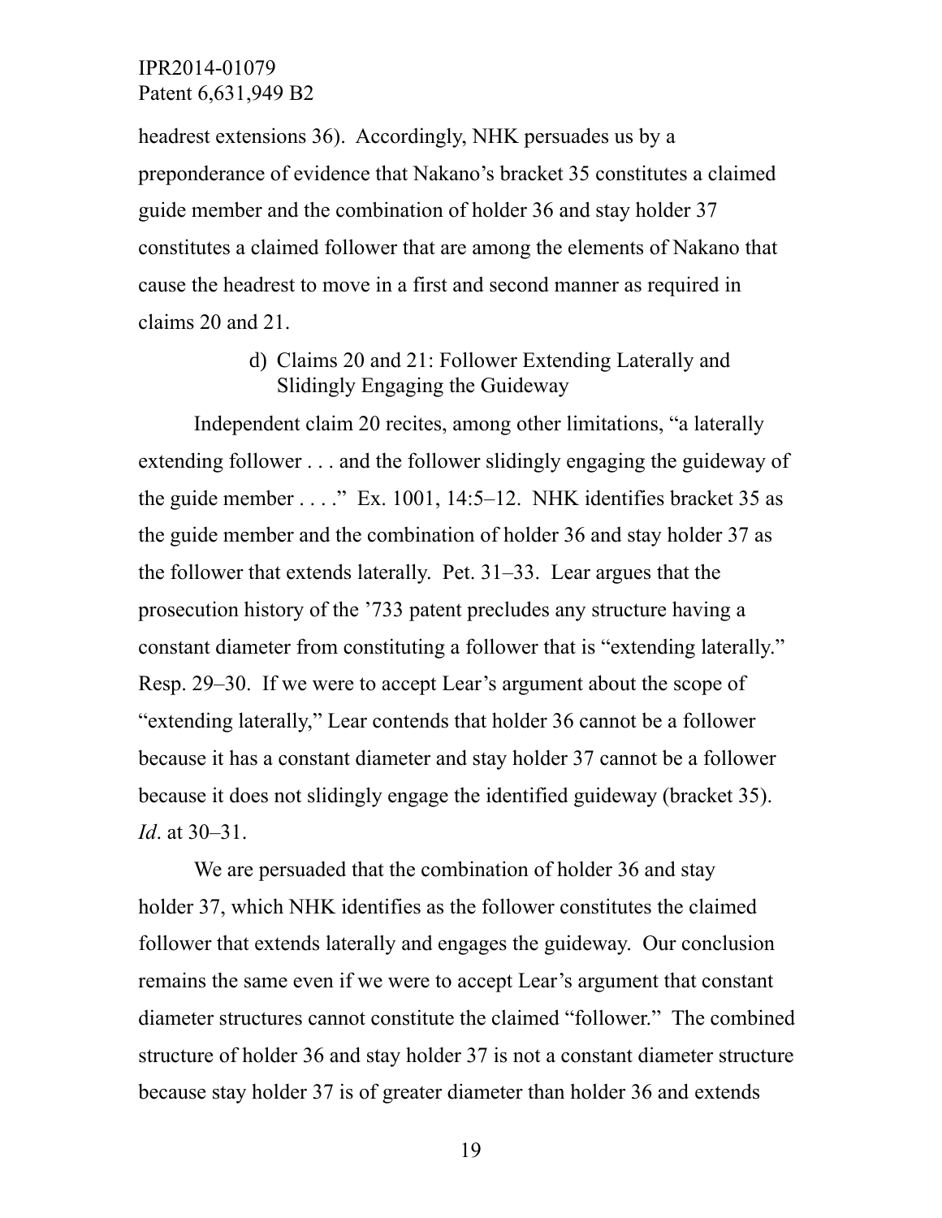headrest extensions 36). Accordingly, NHK persuades us by a preponderance of evidence that Nakano's bracket 35 constitutes a claimed guide member and the combination of holder 36 and stay holder 37 constitutes a claimed follower that are among the elements of Nakano that cause the headrest to move in a first and second manner as required in claims 20 and 21.

#### d) Claims 20 and 21: Follower Extending Laterally and Slidingly Engaging the Guideway

Independent claim 20 recites, among other limitations, "a laterally extending follower . . . and the follower slidingly engaging the guideway of the guide member . . . ." Ex. 1001, 14:5–12. NHK identifies bracket 35 as the guide member and the combination of holder 36 and stay holder 37 as the follower that extends laterally. Pet. 31–33. Lear argues that the prosecution history of the '733 patent precludes any structure having a constant diameter from constituting a follower that is "extending laterally." Resp. 29–30. If we were to accept Lear's argument about the scope of "extending laterally," Lear contends that holder 36 cannot be a follower because it has a constant diameter and stay holder 37 cannot be a follower because it does not slidingly engage the identified guideway (bracket 35). *Id*. at 30–31.

We are persuaded that the combination of holder 36 and stay holder 37, which NHK identifies as the follower constitutes the claimed follower that extends laterally and engages the guideway. Our conclusion remains the same even if we were to accept Lear's argument that constant diameter structures cannot constitute the claimed "follower." The combined structure of holder 36 and stay holder 37 is not a constant diameter structure because stay holder 37 is of greater diameter than holder 36 and extends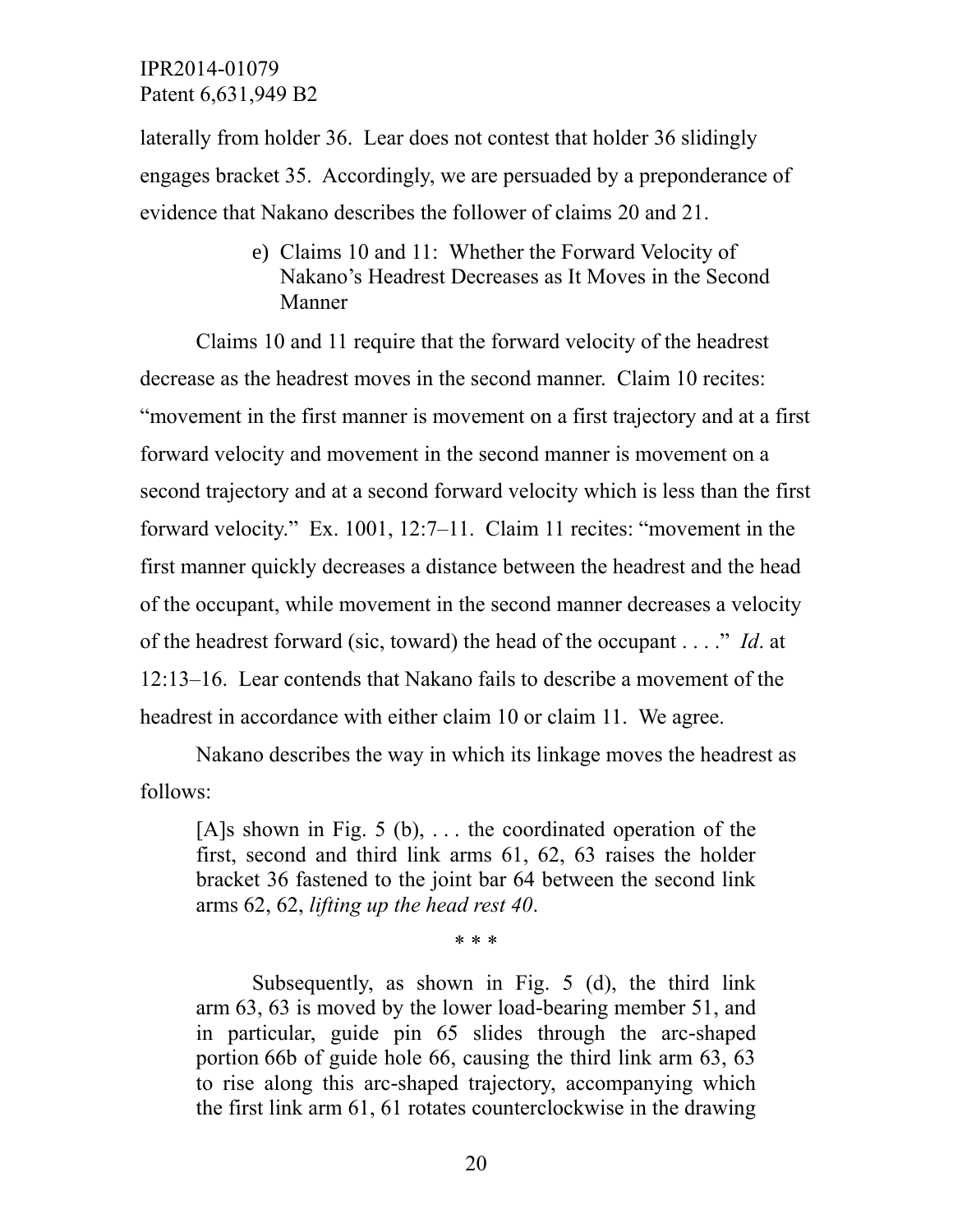laterally from holder 36. Lear does not contest that holder 36 slidingly engages bracket 35. Accordingly, we are persuaded by a preponderance of evidence that Nakano describes the follower of claims 20 and 21.

e) Claims 10 and 11: Whether the Forward Velocity of Nakano's Headrest Decreases as It Moves in the Second Manner

Claims 10 and 11 require that the forward velocity of the headrest decrease as the headrest moves in the second manner. Claim 10 recites: "movement in the first manner is movement on a first trajectory and at a first forward velocity and movement in the second manner is movement on a second trajectory and at a second forward velocity which is less than the first forward velocity." Ex. 1001, 12:7–11. Claim 11 recites: "movement in the first manner quickly decreases a distance between the headrest and the head of the occupant, while movement in the second manner decreases a velocity of the headrest forward (sic, toward) the head of the occupant . . . ." *Id*. at 12:13–16. Lear contends that Nakano fails to describe a movement of the headrest in accordance with either claim 10 or claim 11. We agree.

Nakano describes the way in which its linkage moves the headrest as follows:

> [A]s shown in Fig. 5 (b), . . . the coordinated operation of the first, second and third link arms 61, 62, 63 raises the holder bracket 36 fastened to the joint bar 64 between the second link arms 62, 62, *lifting up the head rest 40*.
>
> \* \* \*
>
> Subsequently, as shown in Fig. 5 (d), the third link arm 63, 63 is moved by the lower load-bearing member 51, and in particular, guide pin 65 slides through the arc-shaped portion 66b of guide hole 66, causing the third link arm 63, 63 to rise along this arc-shaped trajectory, accompanying which the first link arm 61, 61 rotates counterclockwise in the drawing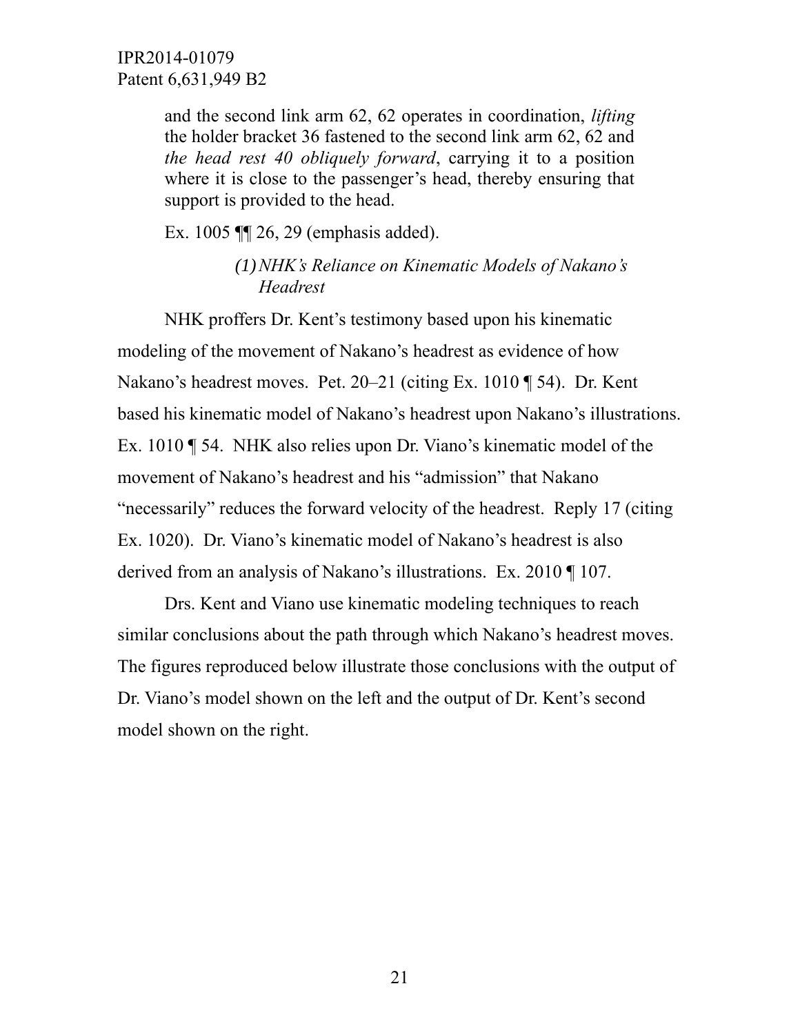> and the second link arm 62, 62 operates in coordination, *lifting* the holder bracket 36 fastened to the second link arm 62, 62 and *the head rest 40 obliquely forward*, carrying it to a position where it is close to the passenger's head, thereby ensuring that support is provided to the head.

Ex. 1005 ¶¶ 26, 29 (emphasis added).

*(1) NHK's Reliance on Kinematic Models of Nakano's Headrest*

NHK proffers Dr. Kent's testimony based upon his kinematic modeling of the movement of Nakano's headrest as evidence of how Nakano's headrest moves. Pet. 20–21 (citing Ex. 1010 ¶ 54). Dr. Kent based his kinematic model of Nakano's headrest upon Nakano's illustrations. Ex. 1010 ¶ 54. NHK also relies upon Dr. Viano's kinematic model of the movement of Nakano's headrest and his "admission" that Nakano "necessarily" reduces the forward velocity of the headrest. Reply 17 (citing Ex. 1020). Dr. Viano's kinematic model of Nakano's headrest is also derived from an analysis of Nakano's illustrations. Ex. 2010 ¶ 107.

Drs. Kent and Viano use kinematic modeling techniques to reach similar conclusions about the path through which Nakano's headrest moves. The figures reproduced below illustrate those conclusions with the output of Dr. Viano's model shown on the left and the output of Dr. Kent's second model shown on the right.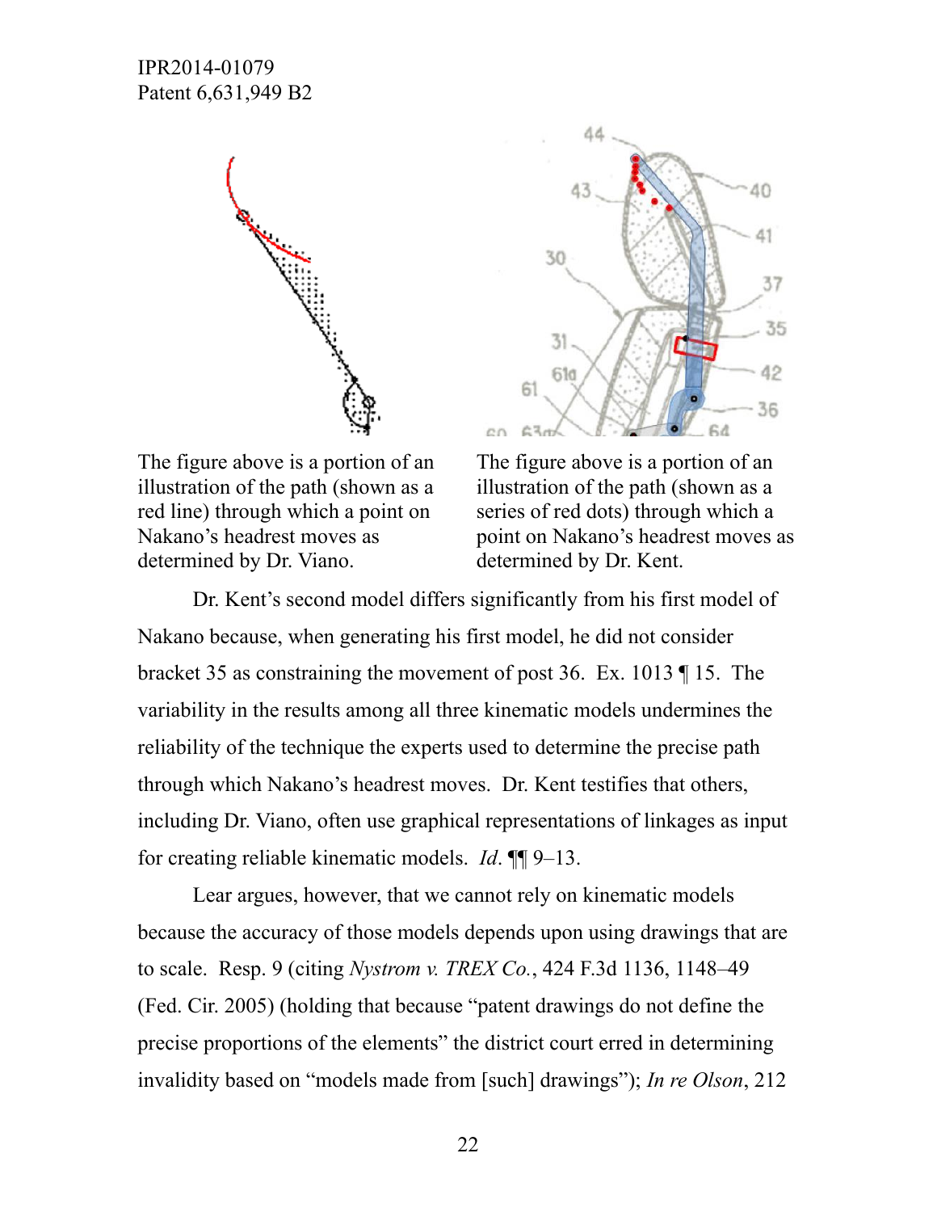The figure above is a portion of an illustration of the path (shown as a red line) through which a point on Nakano's headrest moves as determined by Dr. Viano.

The figure above is a portion of an illustration of the path (shown as a series of red dots) through which a point on Nakano's headrest moves as determined by Dr. Kent.

Dr. Kent's second model differs significantly from his first model of Nakano because, when generating his first model, he did not consider bracket 35 as constraining the movement of post 36. Ex. 1013 ¶ 15. The variability in the results among all three kinematic models undermines the reliability of the technique the experts used to determine the precise path through which Nakano's headrest moves. Dr. Kent testifies that others, including Dr. Viano, often use graphical representations of linkages as input for creating reliable kinematic models. *Id.* ¶¶ 9–13.

Lear argues, however, that we cannot rely on kinematic models because the accuracy of those models depends upon using drawings that are to scale. Resp. 9 (citing *Nystrom v. TREX Co.*, 424 F.3d 1136, 1148–49 (Fed. Cir. 2005) (holding that because "patent drawings do not define the precise proportions of the elements" the district court erred in determining invalidity based on "models made from [such] drawings"); *In re Olson*, 212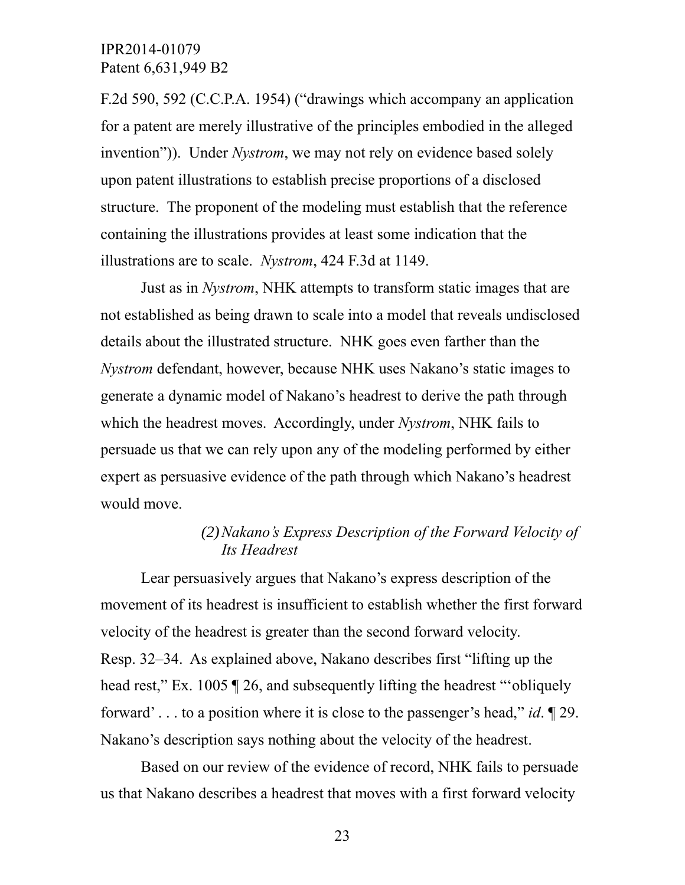F.2d 590, 592 (C.C.P.A. 1954) ("drawings which accompany an application for a patent are merely illustrative of the principles embodied in the alleged invention")). Under *Nystrom*, we may not rely on evidence based solely upon patent illustrations to establish precise proportions of a disclosed structure. The proponent of the modeling must establish that the reference containing the illustrations provides at least some indication that the illustrations are to scale. *Nystrom*, 424 F.3d at 1149.

Just as in *Nystrom*, NHK attempts to transform static images that are not established as being drawn to scale into a model that reveals undisclosed details about the illustrated structure. NHK goes even farther than the *Nystrom* defendant, however, because NHK uses Nakano's static images to generate a dynamic model of Nakano's headrest to derive the path through which the headrest moves. Accordingly, under *Nystrom*, NHK fails to persuade us that we can rely upon any of the modeling performed by either expert as persuasive evidence of the path through which Nakano's headrest would move.

*(2) Nakano's Express Description of the Forward Velocity of Its Headrest*

Lear persuasively argues that Nakano's express description of the movement of its headrest is insufficient to establish whether the first forward velocity of the headrest is greater than the second forward velocity. Resp. 32–34. As explained above, Nakano describes first "lifting up the head rest," Ex. 1005 ¶ 26, and subsequently lifting the headrest "'obliquely forward' . . . to a position where it is close to the passenger's head," *id*. ¶ 29. Nakano's description says nothing about the velocity of the headrest.

Based on our review of the evidence of record, NHK fails to persuade us that Nakano describes a headrest that moves with a first forward velocity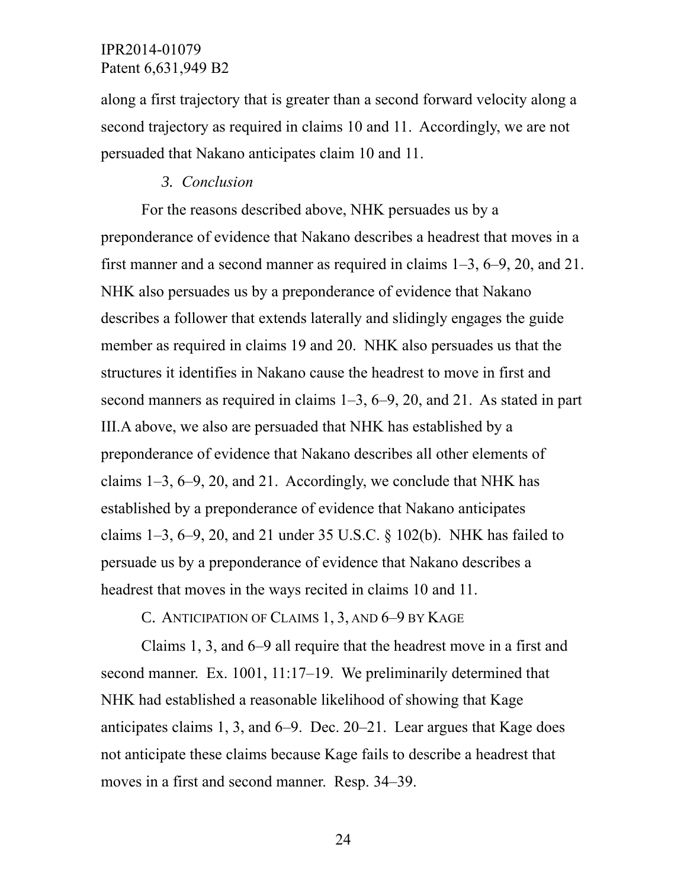along a first trajectory that is greater than a second forward velocity along a second trajectory as required in claims 10 and 11. Accordingly, we are not persuaded that Nakano anticipates claim 10 and 11.

### *3. Conclusion*

For the reasons described above, NHK persuades us by a preponderance of evidence that Nakano describes a headrest that moves in a first manner and a second manner as required in claims 1–3, 6–9, 20, and 21. NHK also persuades us by a preponderance of evidence that Nakano describes a follower that extends laterally and slidingly engages the guide member as required in claims 19 and 20. NHK also persuades us that the structures it identifies in Nakano cause the headrest to move in first and second manners as required in claims 1–3, 6–9, 20, and 21. As stated in part III.A above, we also are persuaded that NHK has established by a preponderance of evidence that Nakano describes all other elements of claims 1–3, 6–9, 20, and 21. Accordingly, we conclude that NHK has established by a preponderance of evidence that Nakano anticipates claims 1–3, 6–9, 20, and 21 under 35 U.S.C. § 102(b). NHK has failed to persuade us by a preponderance of evidence that Nakano describes a headrest that moves in the ways recited in claims 10 and 11.

## C. ANTICIPATION OF CLAIMS 1, 3, AND 6–9 BY KAGE

Claims 1, 3, and 6–9 all require that the headrest move in a first and second manner. Ex. 1001, 11:17–19. We preliminarily determined that NHK had established a reasonable likelihood of showing that Kage anticipates claims 1, 3, and 6–9. Dec. 20–21. Lear argues that Kage does not anticipate these claims because Kage fails to describe a headrest that moves in a first and second manner. Resp. 34–39.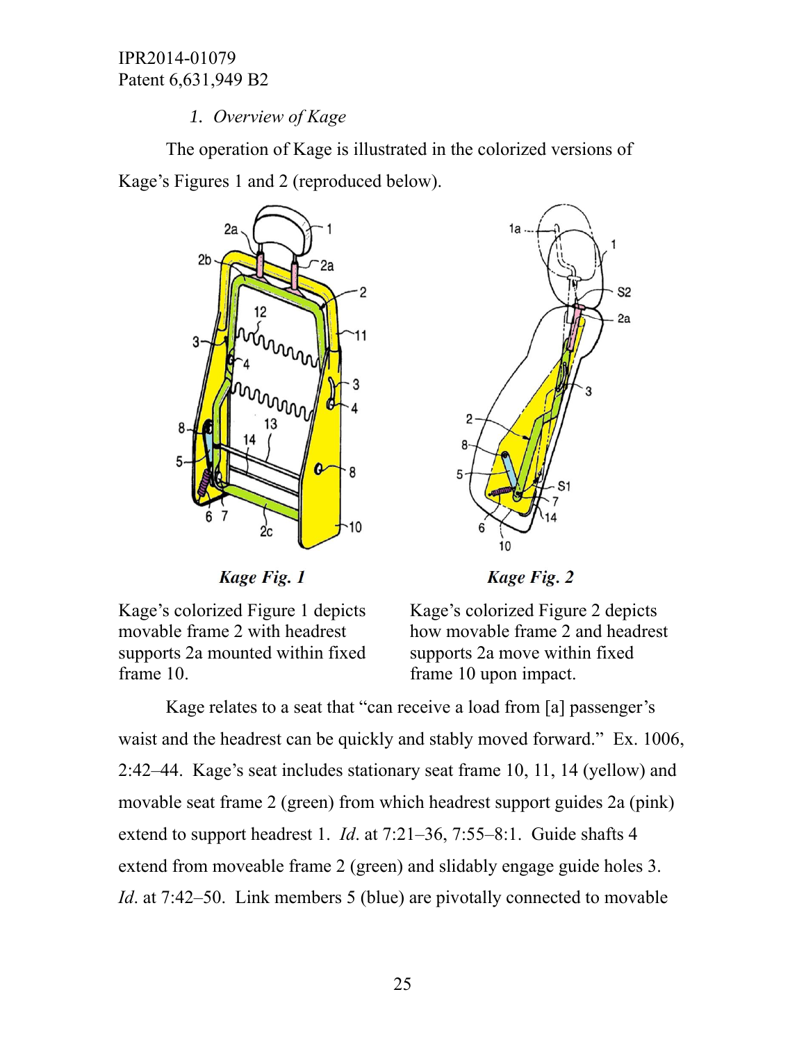### 1. *Overview of Kage*

The operation of Kage is illustrated in the colorized versions of Kage's Figures 1 and 2 (reproduced below).

***Kage Fig. 1***

Kage's colorized Figure 1 depicts movable frame 2 with headrest supports 2a mounted within fixed frame 10.

***Kage Fig. 2***

Kage's colorized Figure 2 depicts how movable frame 2 and headrest supports 2a move within fixed frame 10 upon impact.

Kage relates to a seat that "can receive a load from [a] passenger's waist and the headrest can be quickly and stably moved forward." Ex. 1006, 2:42–44. Kage's seat includes stationary seat frame 10, 11, 14 (yellow) and movable seat frame 2 (green) from which headrest support guides 2a (pink) extend to support headrest 1. *Id*. at 7:21–36, 7:55–8:1. Guide shafts 4 extend from moveable frame 2 (green) and slidably engage guide holes 3. *Id*. at 7:42–50. Link members 5 (blue) are pivotally connected to movable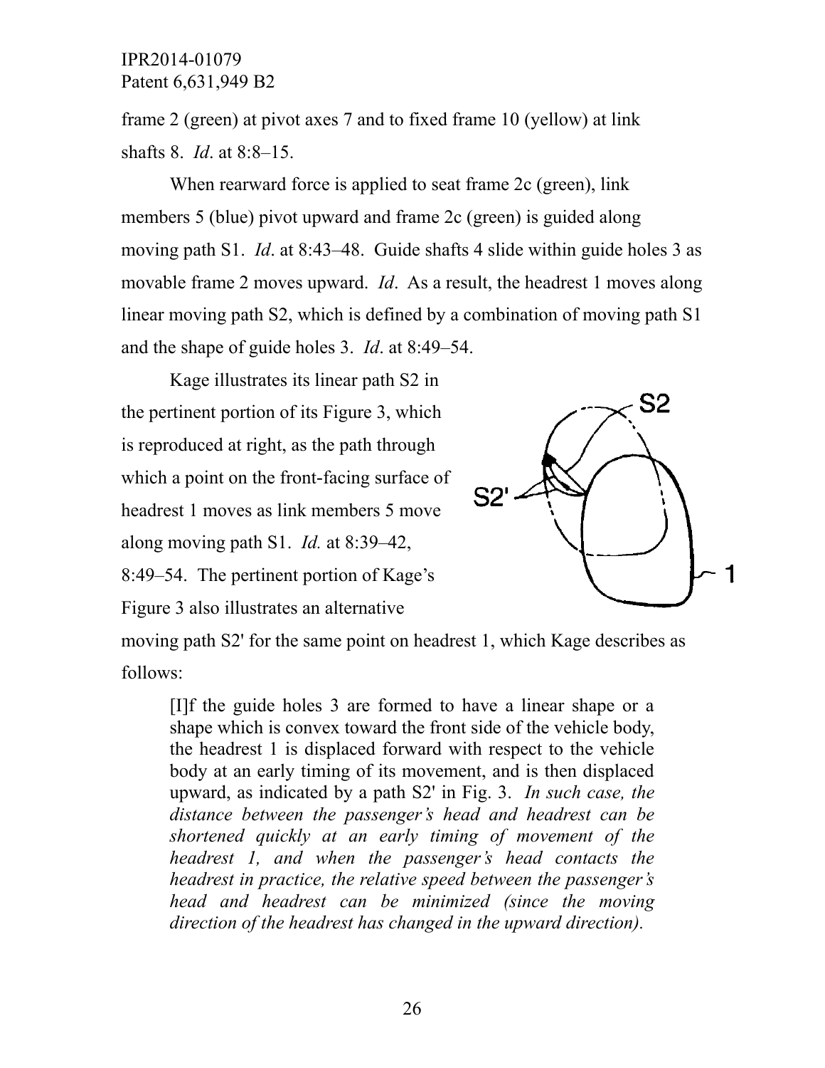frame 2 (green) at pivot axes 7 and to fixed frame 10 (yellow) at link shafts 8. *Id*. at 8:8–15.

When rearward force is applied to seat frame 2c (green), link members 5 (blue) pivot upward and frame 2c (green) is guided along moving path S1. *Id*. at 8:43–48. Guide shafts 4 slide within guide holes 3 as movable frame 2 moves upward. *Id*. As a result, the headrest 1 moves along linear moving path S2, which is defined by a combination of moving path S1 and the shape of guide holes 3. *Id*. at 8:49–54.

Kage illustrates its linear path S2 in the pertinent portion of its Figure 3, which is reproduced at right, as the path through which a point on the front-facing surface of headrest 1 moves as link members 5 move along moving path S1. *Id.* at 8:39–42, 8:49–54. The pertinent portion of Kage's Figure 3 also illustrates an alternative moving path S2' for the same point on headrest 1, which Kage describes as follows:

> [I]f the guide holes 3 are formed to have a linear shape or a shape which is convex toward the front side of the vehicle body, the headrest 1 is displaced forward with respect to the vehicle body at an early timing of its movement, and is then displaced upward, as indicated by a path S2' in Fig. 3. *In such case, the distance between the passenger's head and headrest can be shortened quickly at an early timing of movement of the headrest 1, and when the passenger's head contacts the headrest in practice, the relative speed between the passenger's head and headrest can be minimized (since the moving direction of the headrest has changed in the upward direction).*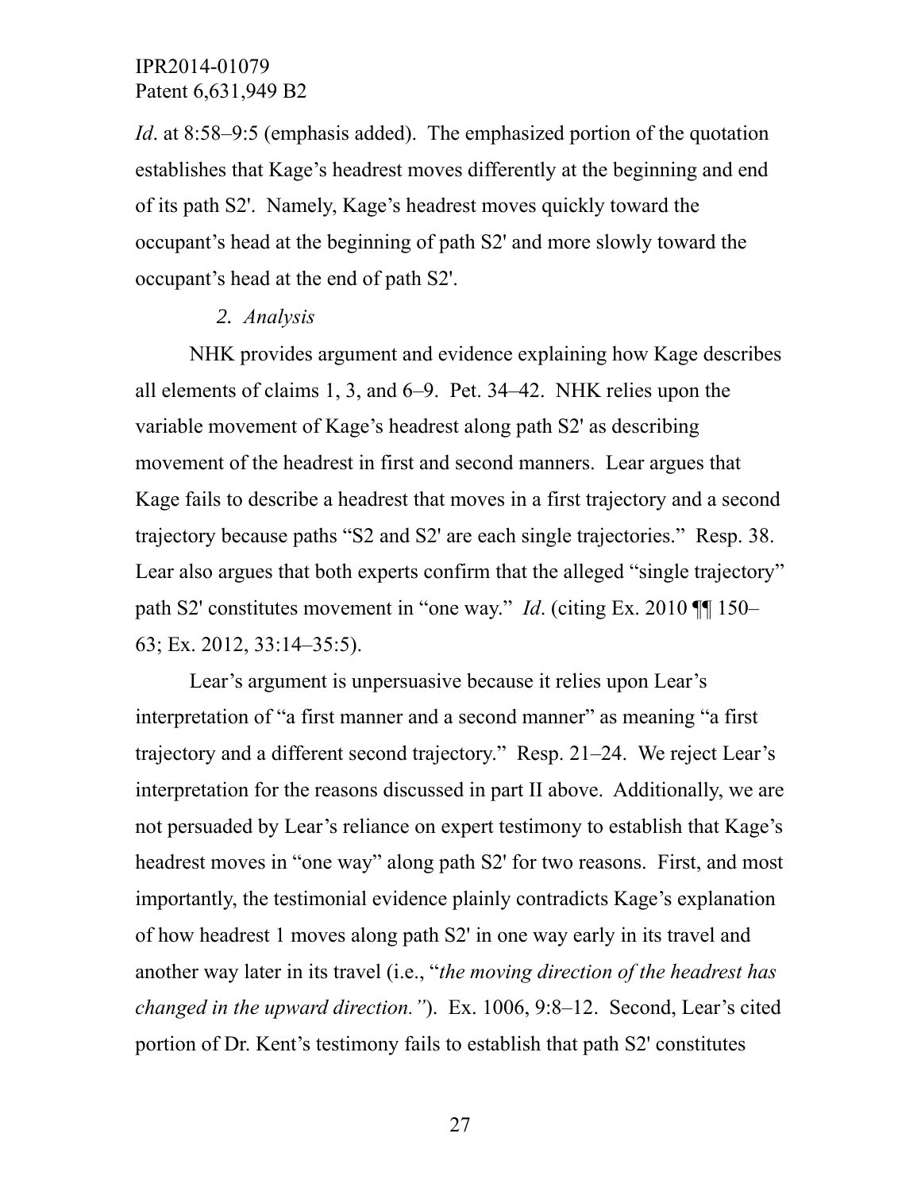*Id*. at 8:58–9:5 (emphasis added). The emphasized portion of the quotation establishes that Kage's headrest moves differently at the beginning and end of its path S2'. Namely, Kage's headrest moves quickly toward the occupant's head at the beginning of path S2' and more slowly toward the occupant's head at the end of path S2'.

*2. Analysis*

NHK provides argument and evidence explaining how Kage describes all elements of claims 1, 3, and 6–9. Pet. 34–42. NHK relies upon the variable movement of Kage's headrest along path S2' as describing movement of the headrest in first and second manners. Lear argues that Kage fails to describe a headrest that moves in a first trajectory and a second trajectory because paths "S2 and S2' are each single trajectories." Resp. 38. Lear also argues that both experts confirm that the alleged "single trajectory" path S2' constitutes movement in "one way." *Id*. (citing Ex. 2010 ¶¶ 150–63; Ex. 2012, 33:14–35:5).

Lear's argument is unpersuasive because it relies upon Lear's interpretation of "a first manner and a second manner" as meaning "a first trajectory and a different second trajectory." Resp. 21–24. We reject Lear's interpretation for the reasons discussed in part II above. Additionally, we are not persuaded by Lear's reliance on expert testimony to establish that Kage's headrest moves in "one way" along path S2' for two reasons. First, and most importantly, the testimonial evidence plainly contradicts Kage's explanation of how headrest 1 moves along path S2' in one way early in its travel and another way later in its travel (i.e., "*the moving direction of the headrest has changed in the upward direction."*). Ex. 1006, 9:8–12. Second, Lear's cited portion of Dr. Kent's testimony fails to establish that path S2' constitutes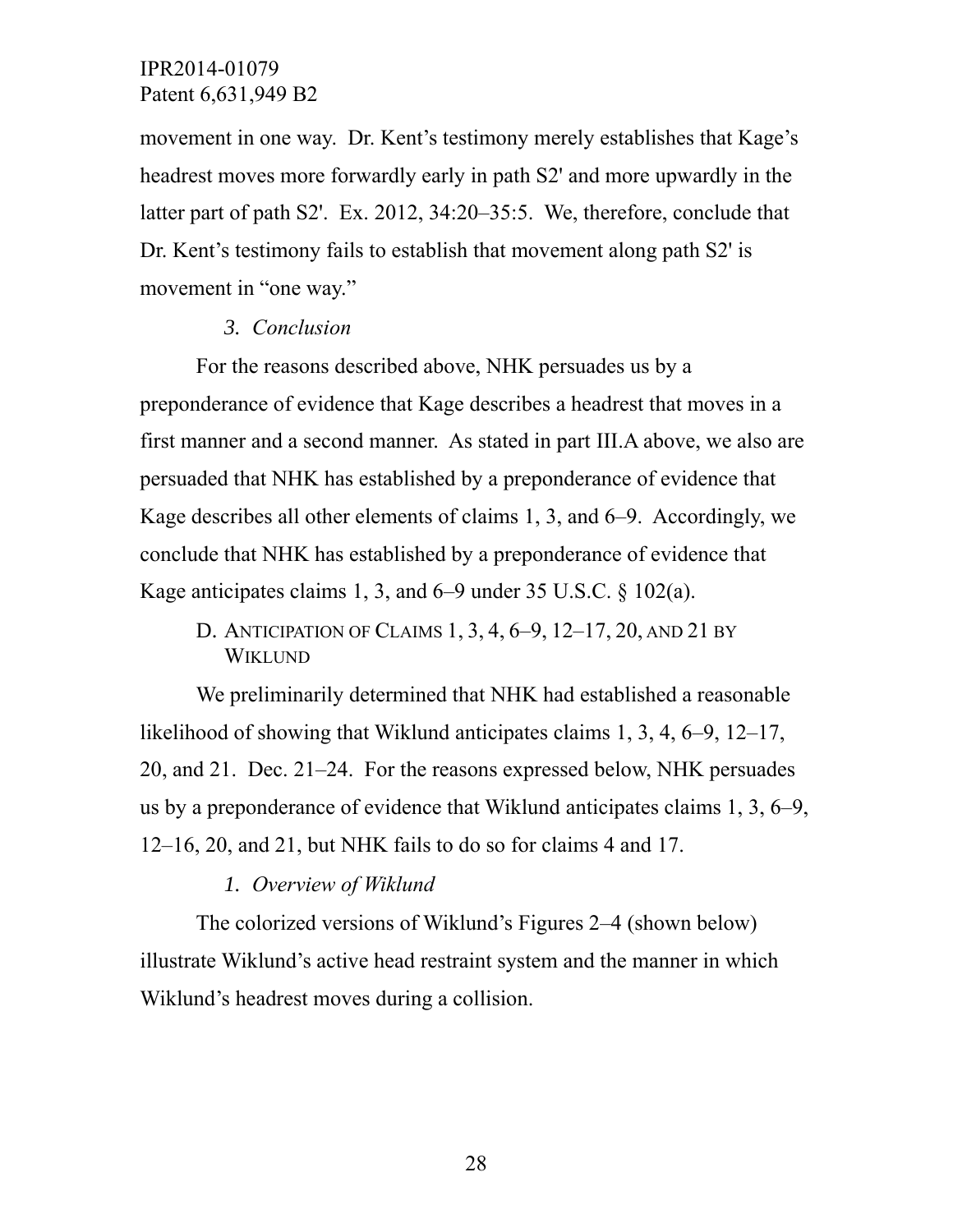movement in one way. Dr. Kent's testimony merely establishes that Kage's headrest moves more forwardly early in path S2' and more upwardly in the latter part of path S2'. Ex. 2012, 34:20–35:5. We, therefore, conclude that Dr. Kent's testimony fails to establish that movement along path S2' is movement in "one way."

#### *3. Conclusion*

For the reasons described above, NHK persuades us by a preponderance of evidence that Kage describes a headrest that moves in a first manner and a second manner. As stated in part III.A above, we also are persuaded that NHK has established by a preponderance of evidence that Kage describes all other elements of claims 1, 3, and 6–9. Accordingly, we conclude that NHK has established by a preponderance of evidence that Kage anticipates claims 1, 3, and 6–9 under 35 U.S.C. § 102(a).

### D. ANTICIPATION OF CLAIMS 1, 3, 4, 6–9, 12–17, 20, AND 21 BY WIKLUND

We preliminarily determined that NHK had established a reasonable likelihood of showing that Wiklund anticipates claims 1, 3, 4, 6–9, 12–17, 20, and 21. Dec. 21–24. For the reasons expressed below, NHK persuades us by a preponderance of evidence that Wiklund anticipates claims 1, 3, 6–9, 12–16, 20, and 21, but NHK fails to do so for claims 4 and 17.

#### *1. Overview of Wiklund*

The colorized versions of Wiklund's Figures 2–4 (shown below) illustrate Wiklund's active head restraint system and the manner in which Wiklund's headrest moves during a collision.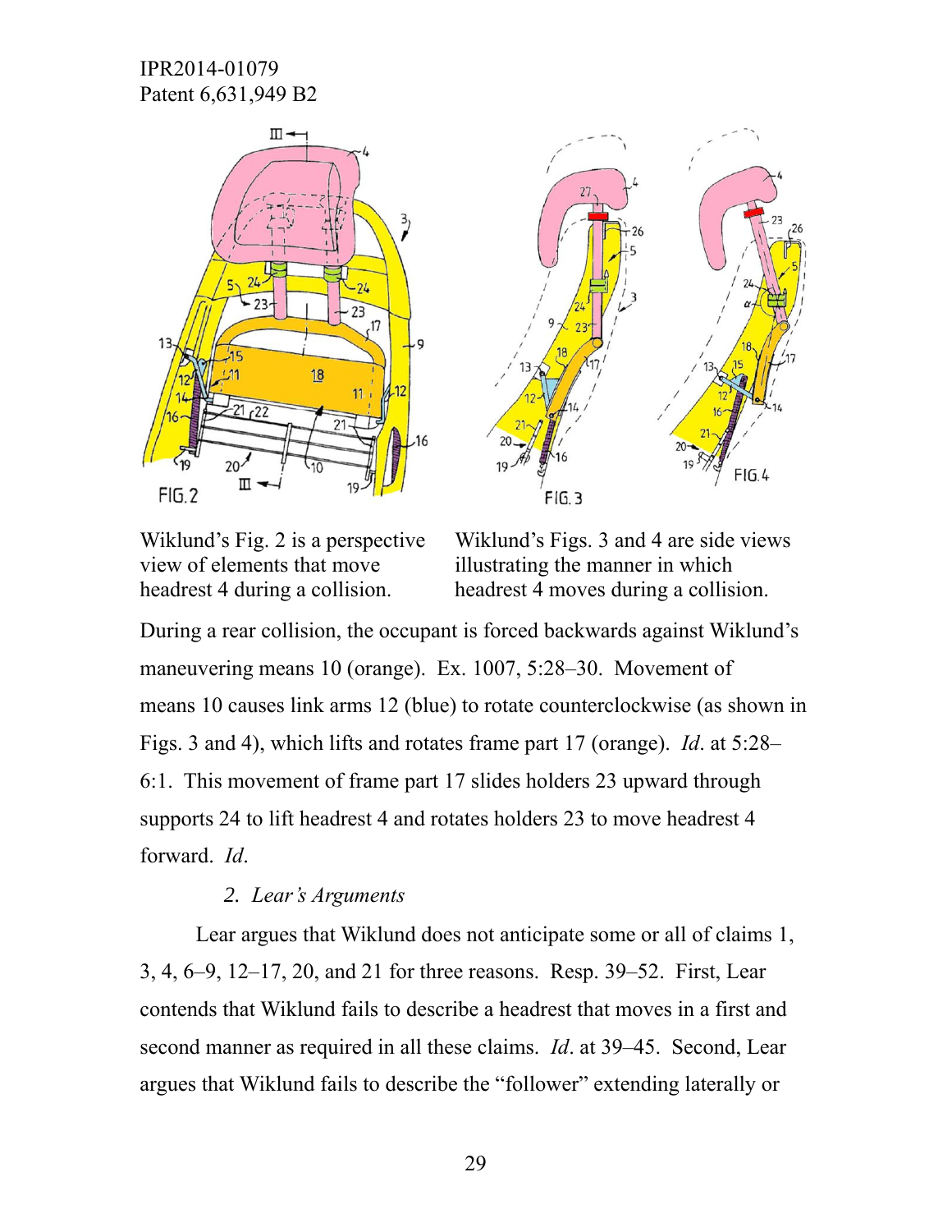Wiklund's Fig. 2 is a perspective view of elements that move headrest 4 during a collision.

Wiklund's Figs. 3 and 4 are side views illustrating the manner in which headrest 4 moves during a collision.

During a rear collision, the occupant is forced backwards against Wiklund's maneuvering means 10 (orange). Ex. 1007, 5:28–30. Movement of means 10 causes link arms 12 (blue) to rotate counterclockwise (as shown in Figs. 3 and 4), which lifts and rotates frame part 17 (orange). *Id*. at 5:28–6:1. This movement of frame part 17 slides holders 23 upward through supports 24 to lift headrest 4 and rotates holders 23 to move headrest 4 forward. *Id*.

### 2. *Lear's Arguments*

Lear argues that Wiklund does not anticipate some or all of claims 1, 3, 4, 6–9, 12–17, 20, and 21 for three reasons. Resp. 39–52. First, Lear contends that Wiklund fails to describe a headrest that moves in a first and second manner as required in all these claims. *Id*. at 39–45. Second, Lear argues that Wiklund fails to describe the "follower" extending laterally or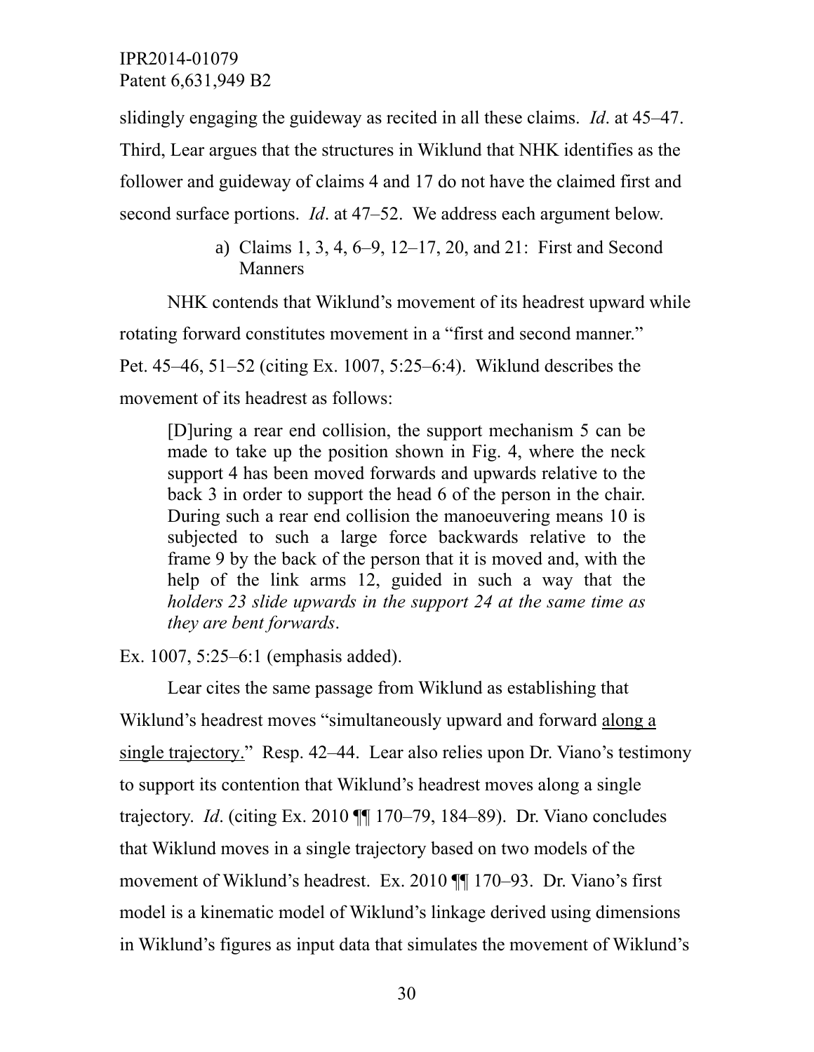slidingly engaging the guideway as recited in all these claims. *Id*. at 45–47. Third, Lear argues that the structures in Wiklund that NHK identifies as the follower and guideway of claims 4 and 17 do not have the claimed first and second surface portions. *Id*. at 47–52. We address each argument below.

a) Claims 1, 3, 4, 6–9, 12–17, 20, and 21: First and Second Manners

NHK contends that Wiklund's movement of its headrest upward while rotating forward constitutes movement in a "first and second manner." Pet. 45–46, 51–52 (citing Ex. 1007, 5:25–6:4). Wiklund describes the movement of its headrest as follows:

> [D]uring a rear end collision, the support mechanism 5 can be made to take up the position shown in Fig. 4, where the neck support 4 has been moved forwards and upwards relative to the back 3 in order to support the head 6 of the person in the chair. During such a rear end collision the manoeuvering means 10 is subjected to such a large force backwards relative to the frame 9 by the back of the person that it is moved and, with the help of the link arms 12, guided in such a way that the *holders 23 slide upwards in the support 24 at the same time as they are bent forwards*.

Ex. 1007, 5:25–6:1 (emphasis added).

Lear cites the same passage from Wiklund as establishing that Wiklund's headrest moves "simultaneously upward and forward <u>along a single trajectory.</u>" Resp. 42–44. Lear also relies upon Dr. Viano's testimony to support its contention that Wiklund's headrest moves along a single trajectory. *Id*. (citing Ex. 2010 ¶¶ 170–79, 184–89). Dr. Viano concludes that Wiklund moves in a single trajectory based on two models of the movement of Wiklund's headrest. Ex. 2010 ¶¶ 170–93. Dr. Viano's first model is a kinematic model of Wiklund's linkage derived using dimensions in Wiklund's figures as input data that simulates the movement of Wiklund's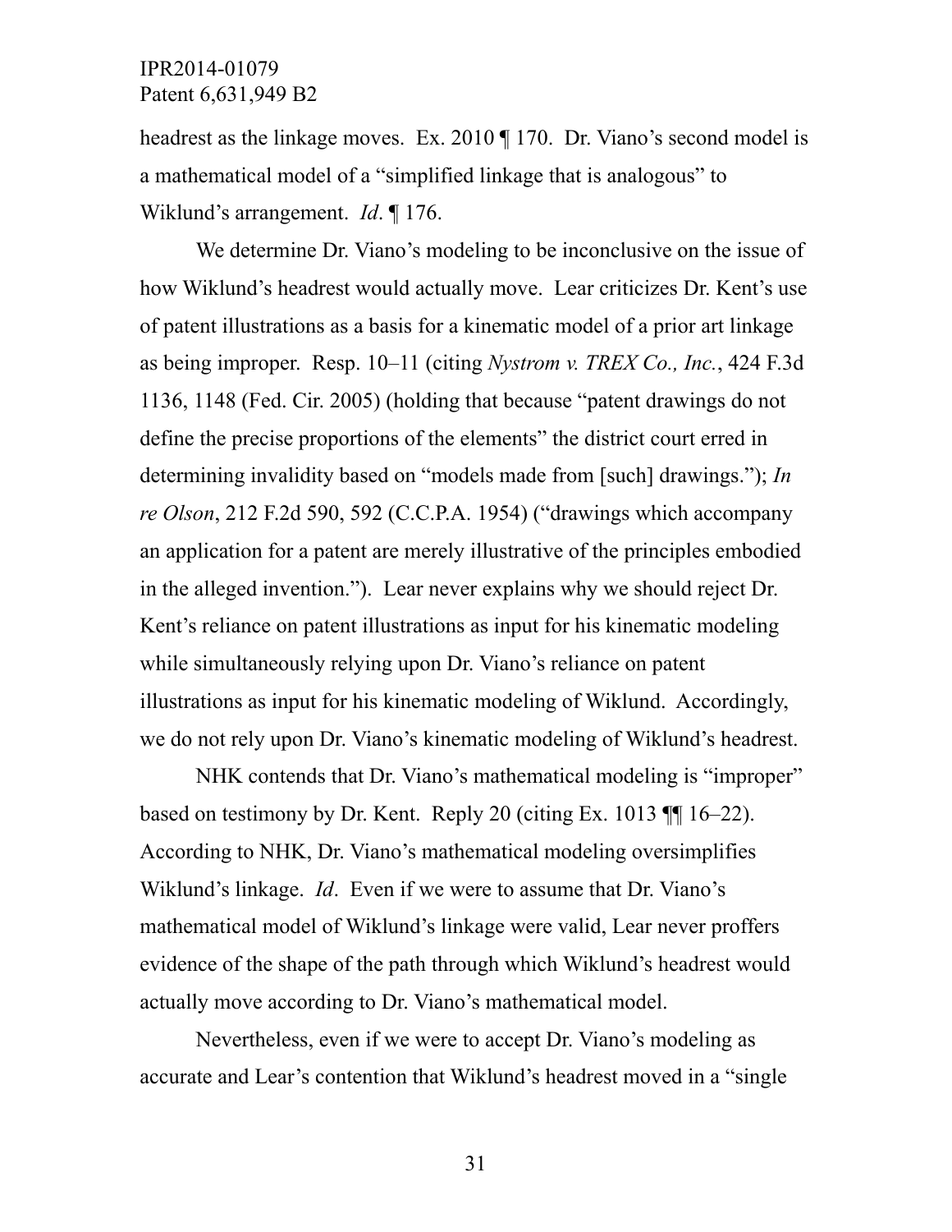headrest as the linkage moves. Ex. 2010 ¶ 170. Dr. Viano's second model is a mathematical model of a "simplified linkage that is analogous" to Wiklund's arrangement. *Id*. ¶ 176.

We determine Dr. Viano's modeling to be inconclusive on the issue of how Wiklund's headrest would actually move. Lear criticizes Dr. Kent's use of patent illustrations as a basis for a kinematic model of a prior art linkage as being improper. Resp. 10–11 (citing *Nystrom v. TREX Co., Inc.*, 424 F.3d 1136, 1148 (Fed. Cir. 2005) (holding that because "patent drawings do not define the precise proportions of the elements" the district court erred in determining invalidity based on "models made from [such] drawings."); *In re Olson*, 212 F.2d 590, 592 (C.C.P.A. 1954) ("drawings which accompany an application for a patent are merely illustrative of the principles embodied in the alleged invention."). Lear never explains why we should reject Dr. Kent's reliance on patent illustrations as input for his kinematic modeling while simultaneously relying upon Dr. Viano's reliance on patent illustrations as input for his kinematic modeling of Wiklund. Accordingly, we do not rely upon Dr. Viano's kinematic modeling of Wiklund's headrest.

NHK contends that Dr. Viano's mathematical modeling is "improper" based on testimony by Dr. Kent. Reply 20 (citing Ex. 1013 ¶¶ 16–22). According to NHK, Dr. Viano's mathematical modeling oversimplifies Wiklund's linkage. *Id*. Even if we were to assume that Dr. Viano's mathematical model of Wiklund's linkage were valid, Lear never proffers evidence of the shape of the path through which Wiklund's headrest would actually move according to Dr. Viano's mathematical model.

Nevertheless, even if we were to accept Dr. Viano's modeling as accurate and Lear's contention that Wiklund's headrest moved in a "single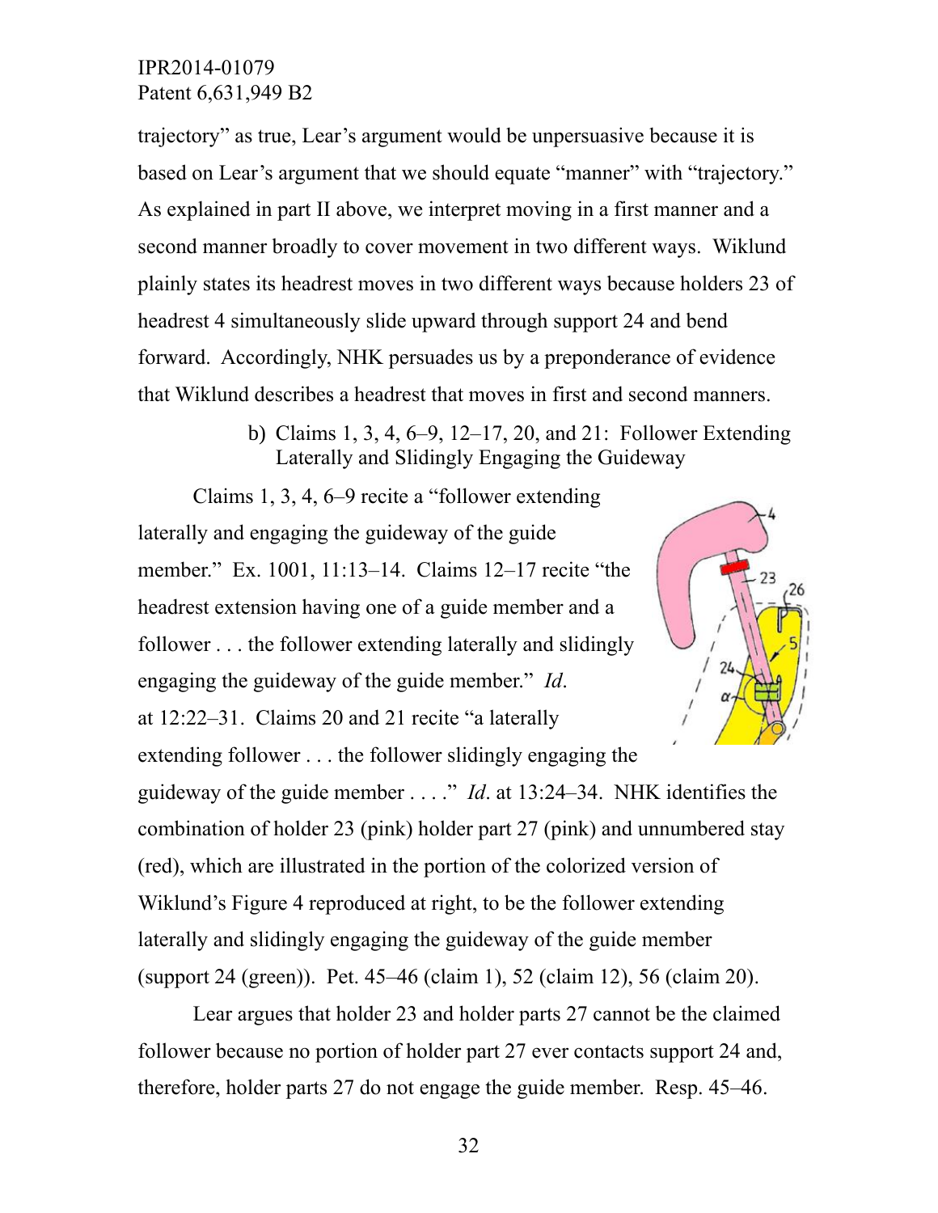trajectory" as true, Lear's argument would be unpersuasive because it is based on Lear's argument that we should equate "manner" with "trajectory." As explained in part II above, we interpret moving in a first manner and a second manner broadly to cover movement in two different ways. Wiklund plainly states its headrest moves in two different ways because holders 23 of headrest 4 simultaneously slide upward through support 24 and bend forward. Accordingly, NHK persuades us by a preponderance of evidence that Wiklund describes a headrest that moves in first and second manners.

b) Claims 1, 3, 4, 6–9, 12–17, 20, and 21: Follower Extending Laterally and Slidingly Engaging the Guideway

Claims 1, 3, 4, 6–9 recite a "follower extending laterally and engaging the guideway of the guide member." Ex. 1001, 11:13–14. Claims 12–17 recite "the headrest extension having one of a guide member and a follower . . . the follower extending laterally and slidingly engaging the guideway of the guide member." *Id*. at 12:22–31. Claims 20 and 21 recite "a laterally extending follower . . . the follower slidingly engaging the guideway of the guide member . . . ." *Id*. at 13:24–34. NHK identifies the combination of holder 23 (pink) holder part 27 (pink) and unnumbered stay (red), which are illustrated in the portion of the colorized version of Wiklund's Figure 4 reproduced at right, to be the follower extending laterally and slidingly engaging the guideway of the guide member (support 24 (green)). Pet. 45–46 (claim 1), 52 (claim 12), 56 (claim 20).

Lear argues that holder 23 and holder parts 27 cannot be the claimed follower because no portion of holder part 27 ever contacts support 24 and, therefore, holder parts 27 do not engage the guide member. Resp. 45–46.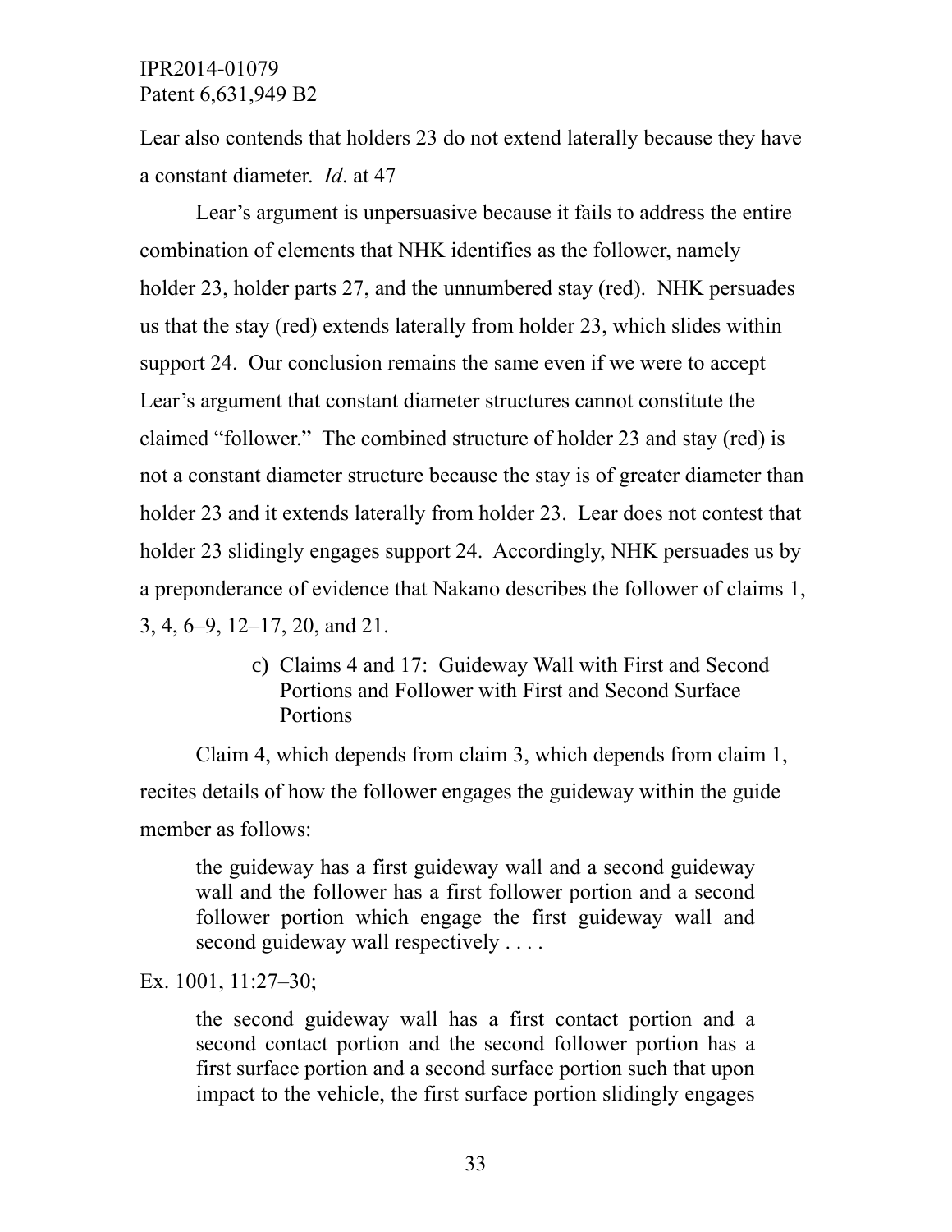Lear also contends that holders 23 do not extend laterally because they have a constant diameter. *Id*. at 47

Lear's argument is unpersuasive because it fails to address the entire combination of elements that NHK identifies as the follower, namely holder 23, holder parts 27, and the unnumbered stay (red). NHK persuades us that the stay (red) extends laterally from holder 23, which slides within support 24. Our conclusion remains the same even if we were to accept Lear's argument that constant diameter structures cannot constitute the claimed "follower." The combined structure of holder 23 and stay (red) is not a constant diameter structure because the stay is of greater diameter than holder 23 and it extends laterally from holder 23. Lear does not contest that holder 23 slidingly engages support 24. Accordingly, NHK persuades us by a preponderance of evidence that Nakano describes the follower of claims 1, 3, 4, 6–9, 12–17, 20, and 21.

c) Claims 4 and 17: Guideway Wall with First and Second Portions and Follower with First and Second Surface Portions

Claim 4, which depends from claim 3, which depends from claim 1, recites details of how the follower engages the guideway within the guide member as follows:

> the guideway has a first guideway wall and a second guideway wall and the follower has a first follower portion and a second follower portion which engage the first guideway wall and second guideway wall respectively . . . .

Ex. 1001, 11:27–30;

> the second guideway wall has a first contact portion and a second contact portion and the second follower portion has a first surface portion and a second surface portion such that upon impact to the vehicle, the first surface portion slidingly engages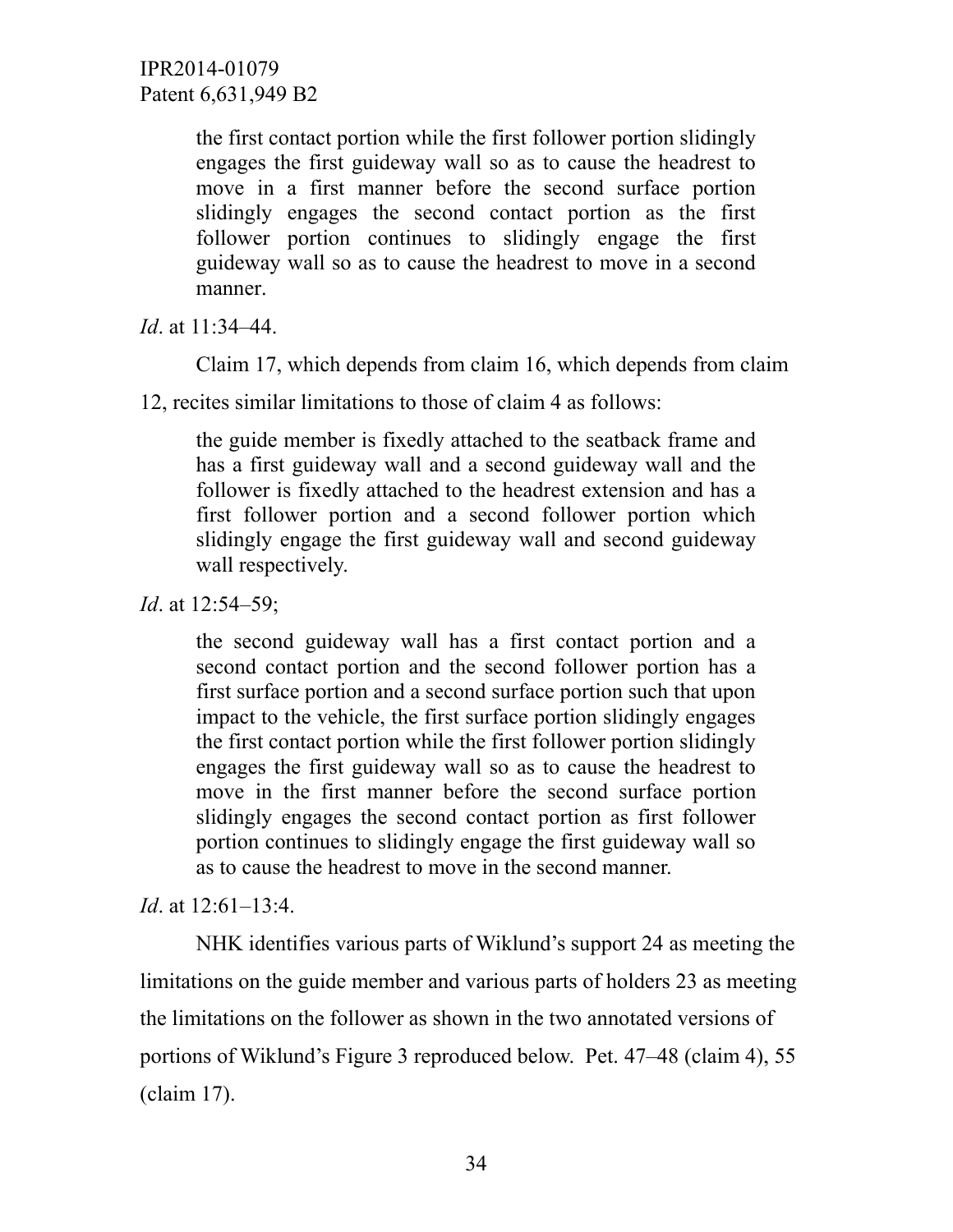> the first contact portion while the first follower portion slidingly engages the first guideway wall so as to cause the headrest to move in a first manner before the second surface portion slidingly engages the second contact portion as the first follower portion continues to slidingly engage the first guideway wall so as to cause the headrest to move in a second manner.

*Id*. at 11:34–44.

Claim 17, which depends from claim 16, which depends from claim 12, recites similar limitations to those of claim 4 as follows:

> the guide member is fixedly attached to the seatback frame and has a first guideway wall and a second guideway wall and the follower is fixedly attached to the headrest extension and has a first follower portion and a second follower portion which slidingly engage the first guideway wall and second guideway wall respectively.

*Id*. at 12:54–59;

> the second guideway wall has a first contact portion and a second contact portion and the second follower portion has a first surface portion and a second surface portion such that upon impact to the vehicle, the first surface portion slidingly engages the first contact portion while the first follower portion slidingly engages the first guideway wall so as to cause the headrest to move in the first manner before the second surface portion slidingly engages the second contact portion as first follower portion continues to slidingly engage the first guideway wall so as to cause the headrest to move in the second manner.

*Id*. at 12:61–13:4.

NHK identifies various parts of Wiklund's support 24 as meeting the limitations on the guide member and various parts of holders 23 as meeting the limitations on the follower as shown in the two annotated versions of portions of Wiklund's Figure 3 reproduced below. Pet. 47–48 (claim 4), 55 (claim 17).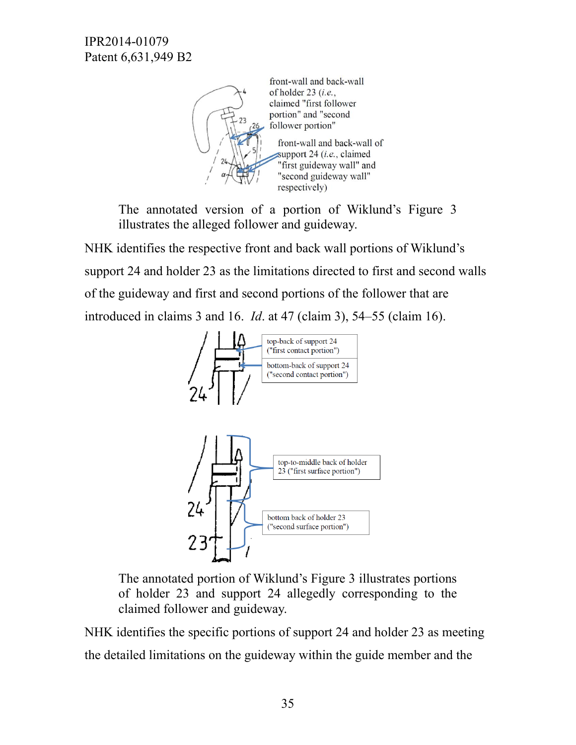front-wall and back-wall of holder 23 (*i.e.*, claimed "first follower portion" and "second follower portion"

front-wall and back-wall of support 24 (*i.e.*, claimed "first guideway wall" and "second guideway wall" respectively)

> The annotated version of a portion of Wiklund's Figure 3 illustrates the alleged follower and guideway.

NHK identifies the respective front and back wall portions of Wiklund's support 24 and holder 23 as the limitations directed to first and second walls of the guideway and first and second portions of the follower that are introduced in claims 3 and 16. *Id*. at 47 (claim 3), 54–55 (claim 16).

top-back of support 24 ("first contact portion")

bottom-back of support 24 ("second contact portion")

top-to-middle back of holder 23 ("first surface portion")

bottom back of holder 23 ("second surface portion")

> The annotated portion of Wiklund's Figure 3 illustrates portions of holder 23 and support 24 allegedly corresponding to the claimed follower and guideway.

NHK identifies the specific portions of support 24 and holder 23 as meeting the detailed limitations on the guideway within the guide member and the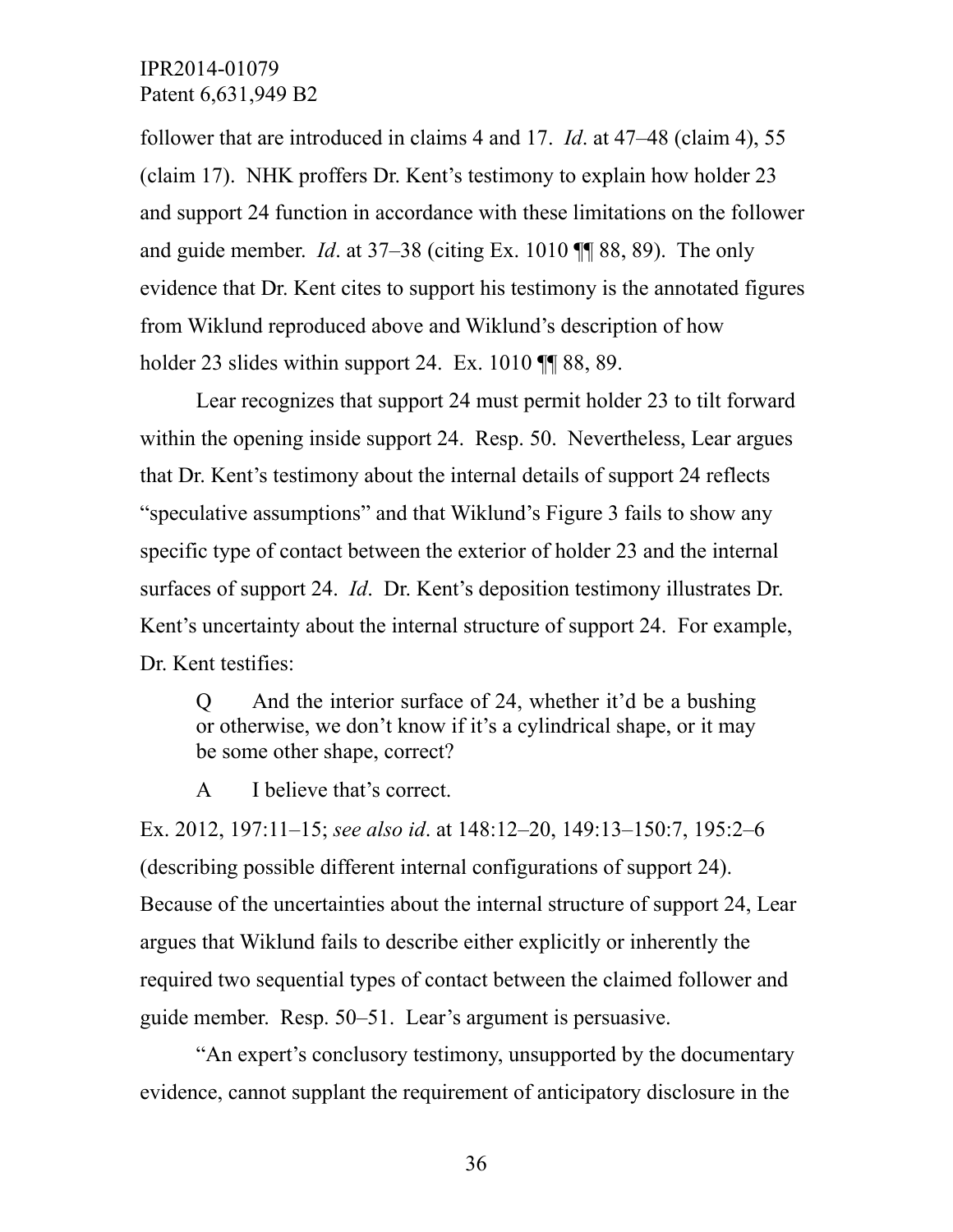follower that are introduced in claims 4 and 17. *Id*. at 47–48 (claim 4), 55 (claim 17). NHK proffers Dr. Kent's testimony to explain how holder 23 and support 24 function in accordance with these limitations on the follower and guide member. *Id*. at 37–38 (citing Ex. 1010 ¶¶ 88, 89). The only evidence that Dr. Kent cites to support his testimony is the annotated figures from Wiklund reproduced above and Wiklund's description of how holder 23 slides within support 24. Ex. 1010 ¶¶ 88, 89.

Lear recognizes that support 24 must permit holder 23 to tilt forward within the opening inside support 24. Resp. 50. Nevertheless, Lear argues that Dr. Kent's testimony about the internal details of support 24 reflects "speculative assumptions" and that Wiklund's Figure 3 fails to show any specific type of contact between the exterior of holder 23 and the internal surfaces of support 24. *Id*. Dr. Kent's deposition testimony illustrates Dr. Kent's uncertainty about the internal structure of support 24. For example, Dr. Kent testifies:

> Q And the interior surface of 24, whether it'd be a bushing or otherwise, we don't know if it's a cylindrical shape, or it may be some other shape, correct?
>
> A I believe that's correct.

Ex. 2012, 197:11–15; *see also id*. at 148:12–20, 149:13–150:7, 195:2–6 (describing possible different internal configurations of support 24). Because of the uncertainties about the internal structure of support 24, Lear argues that Wiklund fails to describe either explicitly or inherently the required two sequential types of contact between the claimed follower and guide member. Resp. 50–51. Lear's argument is persuasive.

"An expert's conclusory testimony, unsupported by the documentary evidence, cannot supplant the requirement of anticipatory disclosure in the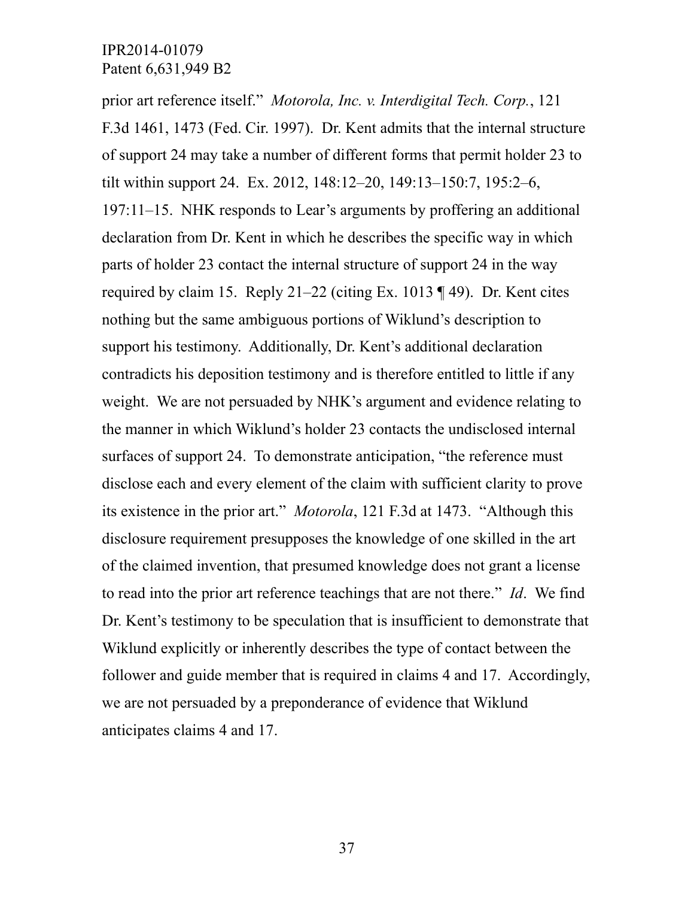prior art reference itself." *Motorola, Inc. v. Interdigital Tech. Corp.*, 121 F.3d 1461, 1473 (Fed. Cir. 1997). Dr. Kent admits that the internal structure of support 24 may take a number of different forms that permit holder 23 to tilt within support 24. Ex. 2012, 148:12–20, 149:13–150:7, 195:2–6, 197:11–15. NHK responds to Lear's arguments by proffering an additional declaration from Dr. Kent in which he describes the specific way in which parts of holder 23 contact the internal structure of support 24 in the way required by claim 15. Reply 21–22 (citing Ex. 1013 ¶ 49). Dr. Kent cites nothing but the same ambiguous portions of Wiklund's description to support his testimony. Additionally, Dr. Kent's additional declaration contradicts his deposition testimony and is therefore entitled to little if any weight. We are not persuaded by NHK's argument and evidence relating to the manner in which Wiklund's holder 23 contacts the undisclosed internal surfaces of support 24. To demonstrate anticipation, "the reference must disclose each and every element of the claim with sufficient clarity to prove its existence in the prior art." *Motorola*, 121 F.3d at 1473. "Although this disclosure requirement presupposes the knowledge of one skilled in the art of the claimed invention, that presumed knowledge does not grant a license to read into the prior art reference teachings that are not there." *Id*. We find Dr. Kent's testimony to be speculation that is insufficient to demonstrate that Wiklund explicitly or inherently describes the type of contact between the follower and guide member that is required in claims 4 and 17. Accordingly, we are not persuaded by a preponderance of evidence that Wiklund anticipates claims 4 and 17.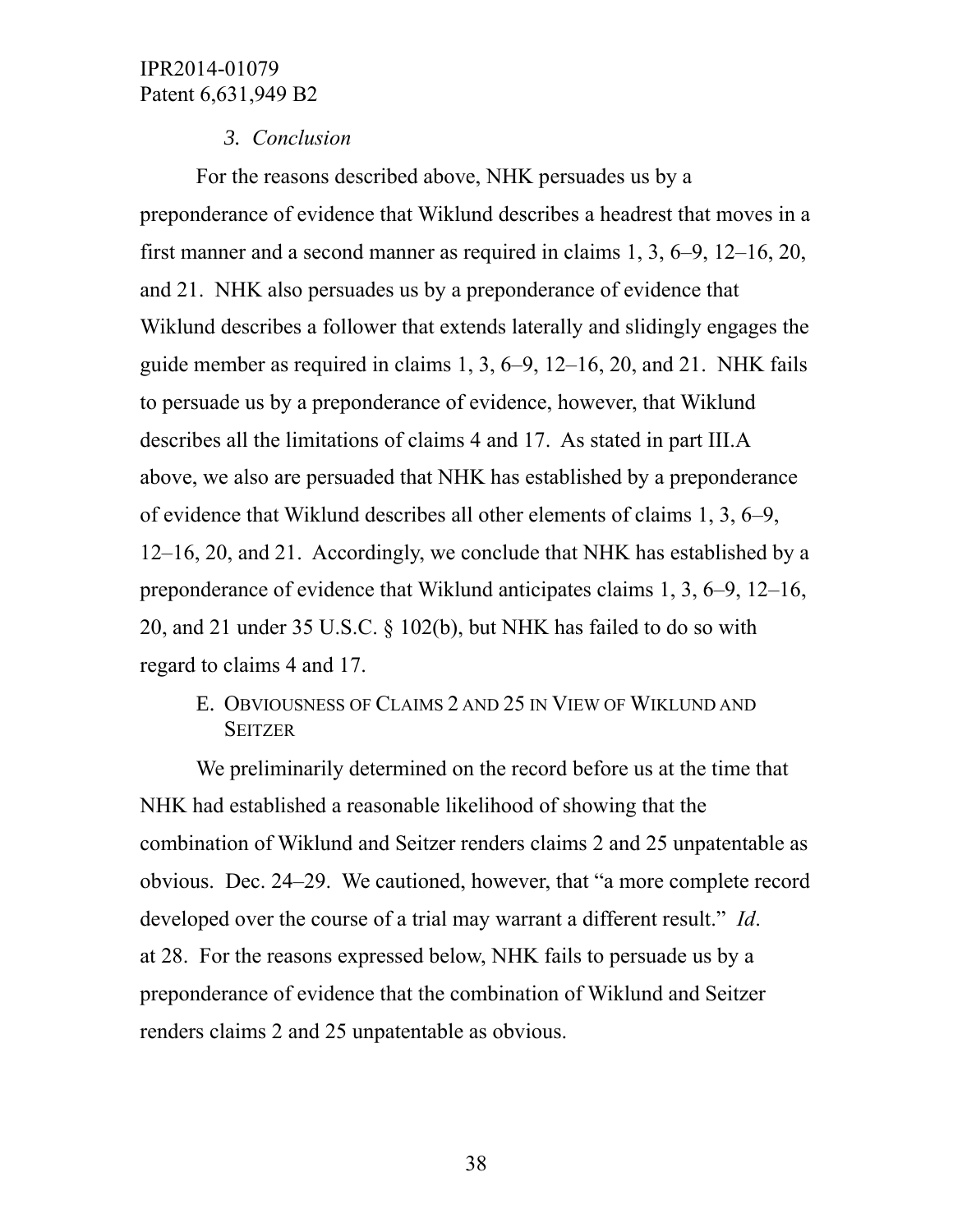### 3. *Conclusion*

For the reasons described above, NHK persuades us by a preponderance of evidence that Wiklund describes a headrest that moves in a first manner and a second manner as required in claims 1, 3, 6–9, 12–16, 20, and 21. NHK also persuades us by a preponderance of evidence that Wiklund describes a follower that extends laterally and slidingly engages the guide member as required in claims 1, 3, 6–9, 12–16, 20, and 21. NHK fails to persuade us by a preponderance of evidence, however, that Wiklund describes all the limitations of claims 4 and 17. As stated in part III.A above, we also are persuaded that NHK has established by a preponderance of evidence that Wiklund describes all other elements of claims 1, 3, 6–9, 12–16, 20, and 21. Accordingly, we conclude that NHK has established by a preponderance of evidence that Wiklund anticipates claims 1, 3, 6–9, 12–16, 20, and 21 under 35 U.S.C. § 102(b), but NHK has failed to do so with regard to claims 4 and 17.

## E. OBVIOUSNESS OF CLAIMS 2 AND 25 IN VIEW OF WIKLUND AND SEITZER

We preliminarily determined on the record before us at the time that NHK had established a reasonable likelihood of showing that the combination of Wiklund and Seitzer renders claims 2 and 25 unpatentable as obvious. Dec. 24–29. We cautioned, however, that "a more complete record developed over the course of a trial may warrant a different result." *Id*. at 28. For the reasons expressed below, NHK fails to persuade us by a preponderance of evidence that the combination of Wiklund and Seitzer renders claims 2 and 25 unpatentable as obvious.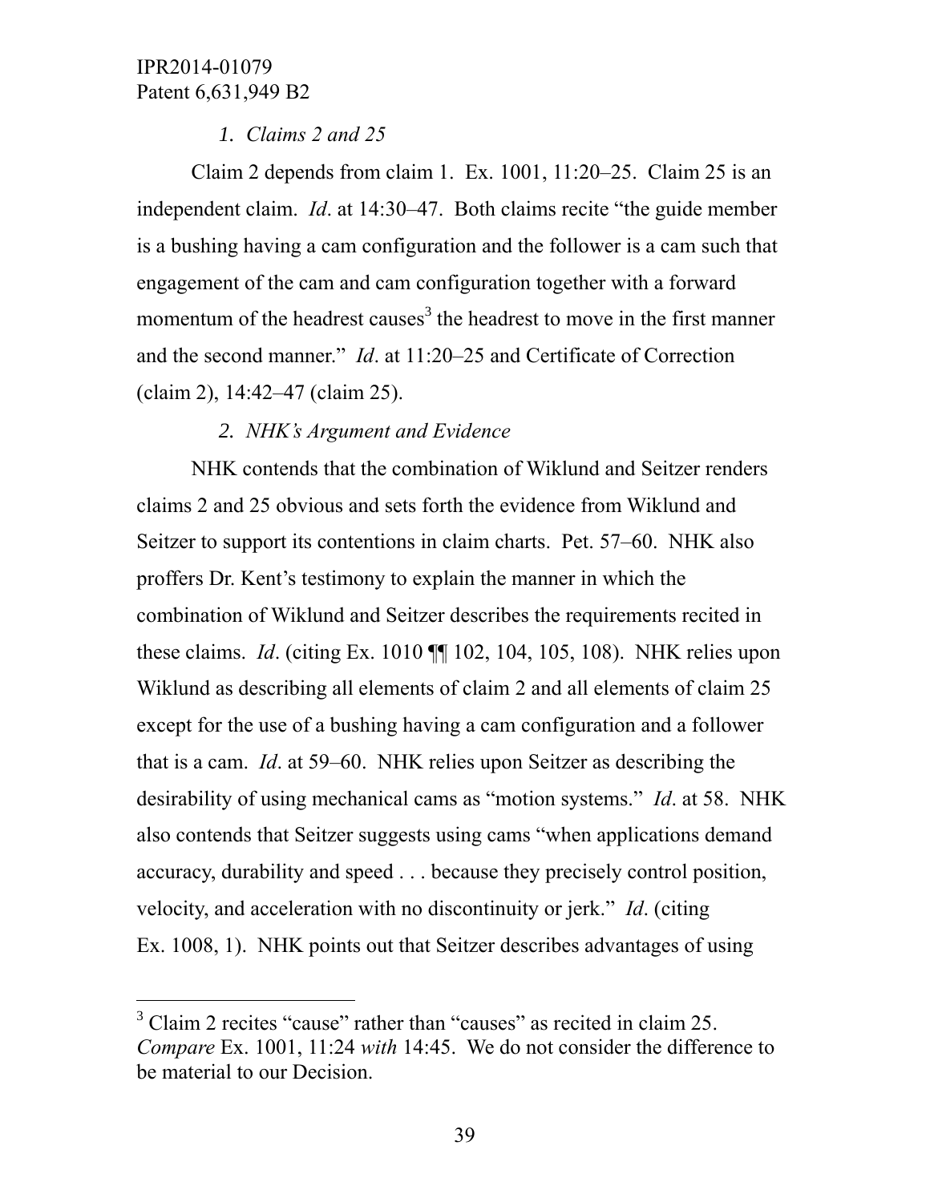*1. Claims 2 and 25*

Claim 2 depends from claim 1. Ex. 1001, 11:20–25. Claim 25 is an independent claim. *Id*. at 14:30–47. Both claims recite "the guide member is a bushing having a cam configuration and the follower is a cam such that engagement of the cam and cam configuration together with a forward momentum of the headrest causes[3] the headrest to move in the first manner and the second manner." *Id*. at 11:20–25 and Certificate of Correction (claim 2), 14:42–47 (claim 25).

*2. NHK's Argument and Evidence*

NHK contends that the combination of Wiklund and Seitzer renders claims 2 and 25 obvious and sets forth the evidence from Wiklund and Seitzer to support its contentions in claim charts. Pet. 57–60. NHK also proffers Dr. Kent's testimony to explain the manner in which the combination of Wiklund and Seitzer describes the requirements recited in these claims. *Id*. (citing Ex. 1010 ¶¶ 102, 104, 105, 108). NHK relies upon Wiklund as describing all elements of claim 2 and all elements of claim 25 except for the use of a bushing having a cam configuration and a follower that is a cam. *Id*. at 59–60. NHK relies upon Seitzer as describing the desirability of using mechanical cams as "motion systems." *Id*. at 58. NHK also contends that Seitzer suggests using cams "when applications demand accuracy, durability and speed . . . because they precisely control position, velocity, and acceleration with no discontinuity or jerk." *Id*. (citing Ex. 1008, 1). NHK points out that Seitzer describes advantages of using

[3] Claim 2 recites "cause" rather than "causes" as recited in claim 25. *Compare* Ex. 1001, 11:24 *with* 14:45. We do not consider the difference to be material to our Decision.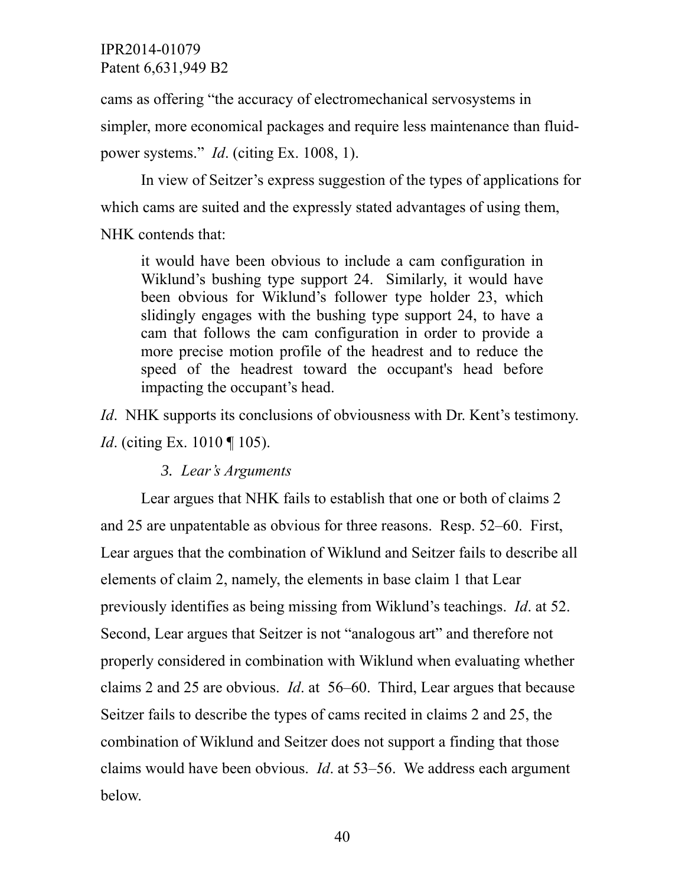cams as offering "the accuracy of electromechanical servosystems in simpler, more economical packages and require less maintenance than fluid-power systems." *Id*. (citing Ex. 1008, 1).

In view of Seitzer's express suggestion of the types of applications for which cams are suited and the expressly stated advantages of using them, NHK contends that:

> it would have been obvious to include a cam configuration in Wiklund's bushing type support 24. Similarly, it would have been obvious for Wiklund's follower type holder 23, which slidingly engages with the bushing type support 24, to have a cam that follows the cam configuration in order to provide a more precise motion profile of the headrest and to reduce the speed of the headrest toward the occupant's head before impacting the occupant's head.

*Id*. NHK supports its conclusions of obviousness with Dr. Kent's testimony. *Id*. (citing Ex. 1010 ¶ 105).

### 3. *Lear's Arguments*

Lear argues that NHK fails to establish that one or both of claims 2 and 25 are unpatentable as obvious for three reasons. Resp. 52–60. First, Lear argues that the combination of Wiklund and Seitzer fails to describe all elements of claim 2, namely, the elements in base claim 1 that Lear previously identifies as being missing from Wiklund's teachings. *Id*. at 52. Second, Lear argues that Seitzer is not "analogous art" and therefore not properly considered in combination with Wiklund when evaluating whether claims 2 and 25 are obvious. *Id*. at 56–60. Third, Lear argues that because Seitzer fails to describe the types of cams recited in claims 2 and 25, the combination of Wiklund and Seitzer does not support a finding that those claims would have been obvious. *Id*. at 53–56. We address each argument below.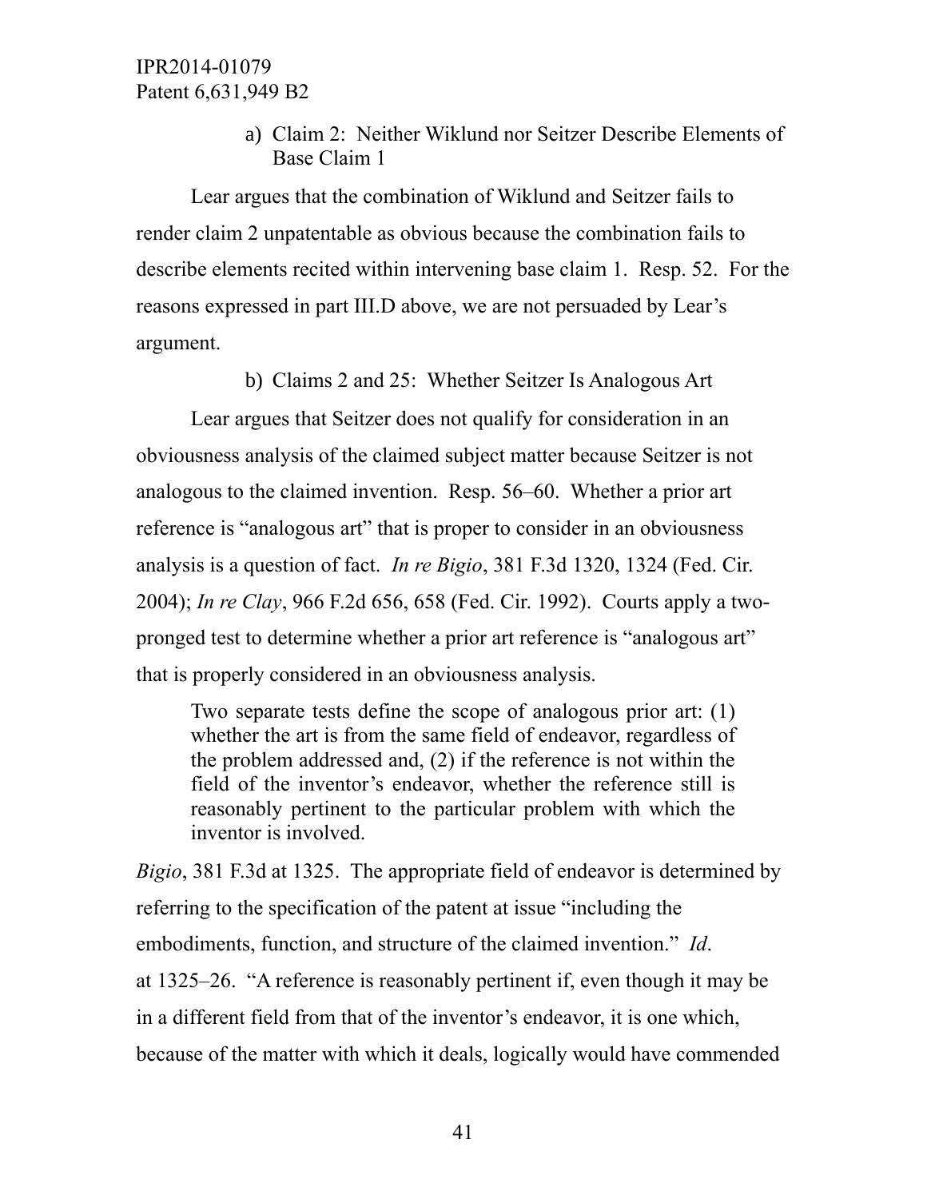a) Claim 2: Neither Wiklund nor Seitzer Describe Elements of Base Claim 1

Lear argues that the combination of Wiklund and Seitzer fails to render claim 2 unpatentable as obvious because the combination fails to describe elements recited within intervening base claim 1. Resp. 52. For the reasons expressed in part III.D above, we are not persuaded by Lear's argument.

b) Claims 2 and 25: Whether Seitzer Is Analogous Art

Lear argues that Seitzer does not qualify for consideration in an obviousness analysis of the claimed subject matter because Seitzer is not analogous to the claimed invention. Resp. 56–60. Whether a prior art reference is "analogous art" that is proper to consider in an obviousness analysis is a question of fact. *In re Bigio*, 381 F.3d 1320, 1324 (Fed. Cir. 2004); *In re Clay*, 966 F.2d 656, 658 (Fed. Cir. 1992). Courts apply a two-pronged test to determine whether a prior art reference is "analogous art" that is properly considered in an obviousness analysis.

> Two separate tests define the scope of analogous prior art: (1) whether the art is from the same field of endeavor, regardless of the problem addressed and, (2) if the reference is not within the field of the inventor's endeavor, whether the reference still is reasonably pertinent to the particular problem with which the inventor is involved.

*Bigio*, 381 F.3d at 1325. The appropriate field of endeavor is determined by referring to the specification of the patent at issue "including the embodiments, function, and structure of the claimed invention." *Id*. at 1325–26. "A reference is reasonably pertinent if, even though it may be in a different field from that of the inventor's endeavor, it is one which, because of the matter with which it deals, logically would have commended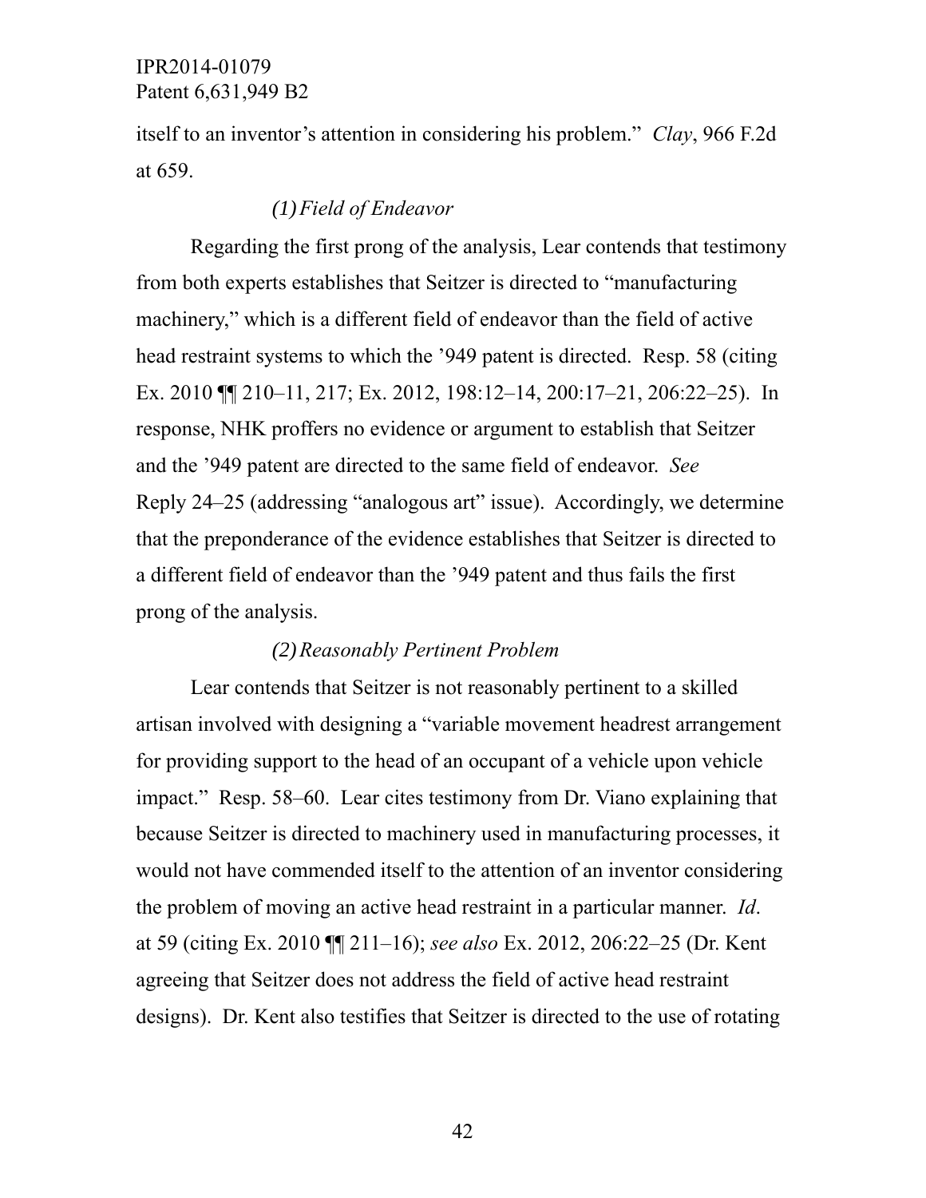itself to an inventor's attention in considering his problem." *Clay*, 966 F.2d at 659.

*(1) Field of Endeavor*

Regarding the first prong of the analysis, Lear contends that testimony from both experts establishes that Seitzer is directed to "manufacturing machinery," which is a different field of endeavor than the field of active head restraint systems to which the '949 patent is directed. Resp. 58 (citing Ex. 2010 ¶¶ 210–11, 217; Ex. 2012, 198:12–14, 200:17–21, 206:22–25). In response, NHK proffers no evidence or argument to establish that Seitzer and the '949 patent are directed to the same field of endeavor. *See* Reply 24–25 (addressing "analogous art" issue). Accordingly, we determine that the preponderance of the evidence establishes that Seitzer is directed to a different field of endeavor than the '949 patent and thus fails the first prong of the analysis.

*(2) Reasonably Pertinent Problem*

Lear contends that Seitzer is not reasonably pertinent to a skilled artisan involved with designing a "variable movement headrest arrangement for providing support to the head of an occupant of a vehicle upon vehicle impact." Resp. 58–60. Lear cites testimony from Dr. Viano explaining that because Seitzer is directed to machinery used in manufacturing processes, it would not have commended itself to the attention of an inventor considering the problem of moving an active head restraint in a particular manner. *Id*. at 59 (citing Ex. 2010 ¶¶ 211–16); *see also* Ex. 2012, 206:22–25 (Dr. Kent agreeing that Seitzer does not address the field of active head restraint designs). Dr. Kent also testifies that Seitzer is directed to the use of rotating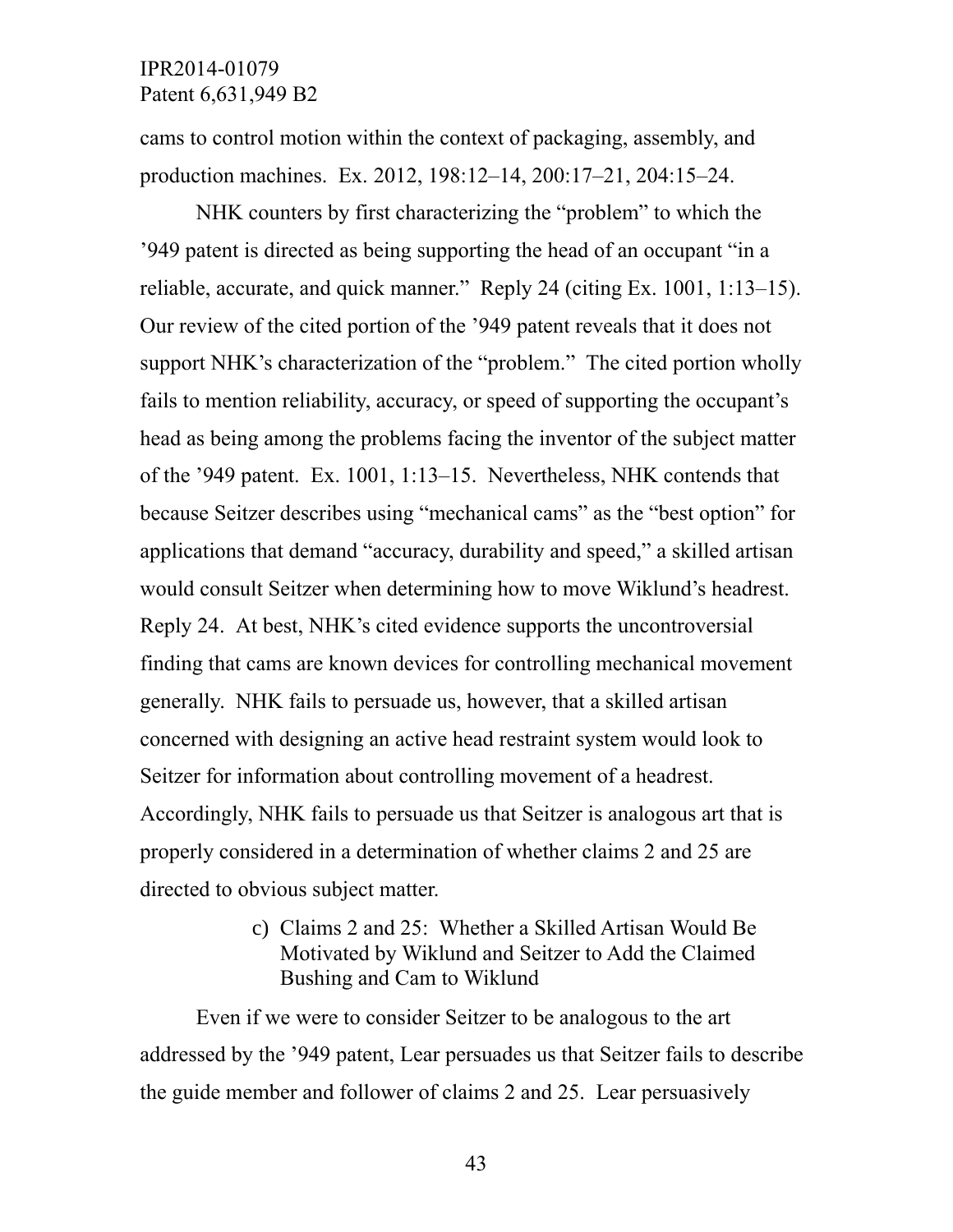cams to control motion within the context of packaging, assembly, and production machines. Ex. 2012, 198:12–14, 200:17–21, 204:15–24.

NHK counters by first characterizing the "problem" to which the '949 patent is directed as being supporting the head of an occupant "in a reliable, accurate, and quick manner." Reply 24 (citing Ex. 1001, 1:13–15). Our review of the cited portion of the '949 patent reveals that it does not support NHK's characterization of the "problem." The cited portion wholly fails to mention reliability, accuracy, or speed of supporting the occupant's head as being among the problems facing the inventor of the subject matter of the '949 patent. Ex. 1001, 1:13–15. Nevertheless, NHK contends that because Seitzer describes using "mechanical cams" as the "best option" for applications that demand "accuracy, durability and speed," a skilled artisan would consult Seitzer when determining how to move Wiklund's headrest. Reply 24. At best, NHK's cited evidence supports the uncontroversial finding that cams are known devices for controlling mechanical movement generally. NHK fails to persuade us, however, that a skilled artisan concerned with designing an active head restraint system would look to Seitzer for information about controlling movement of a headrest. Accordingly, NHK fails to persuade us that Seitzer is analogous art that is properly considered in a determination of whether claims 2 and 25 are directed to obvious subject matter.

c) Claims 2 and 25: Whether a Skilled Artisan Would Be Motivated by Wiklund and Seitzer to Add the Claimed Bushing and Cam to Wiklund

Even if we were to consider Seitzer to be analogous to the art addressed by the '949 patent, Lear persuades us that Seitzer fails to describe the guide member and follower of claims 2 and 25. Lear persuasively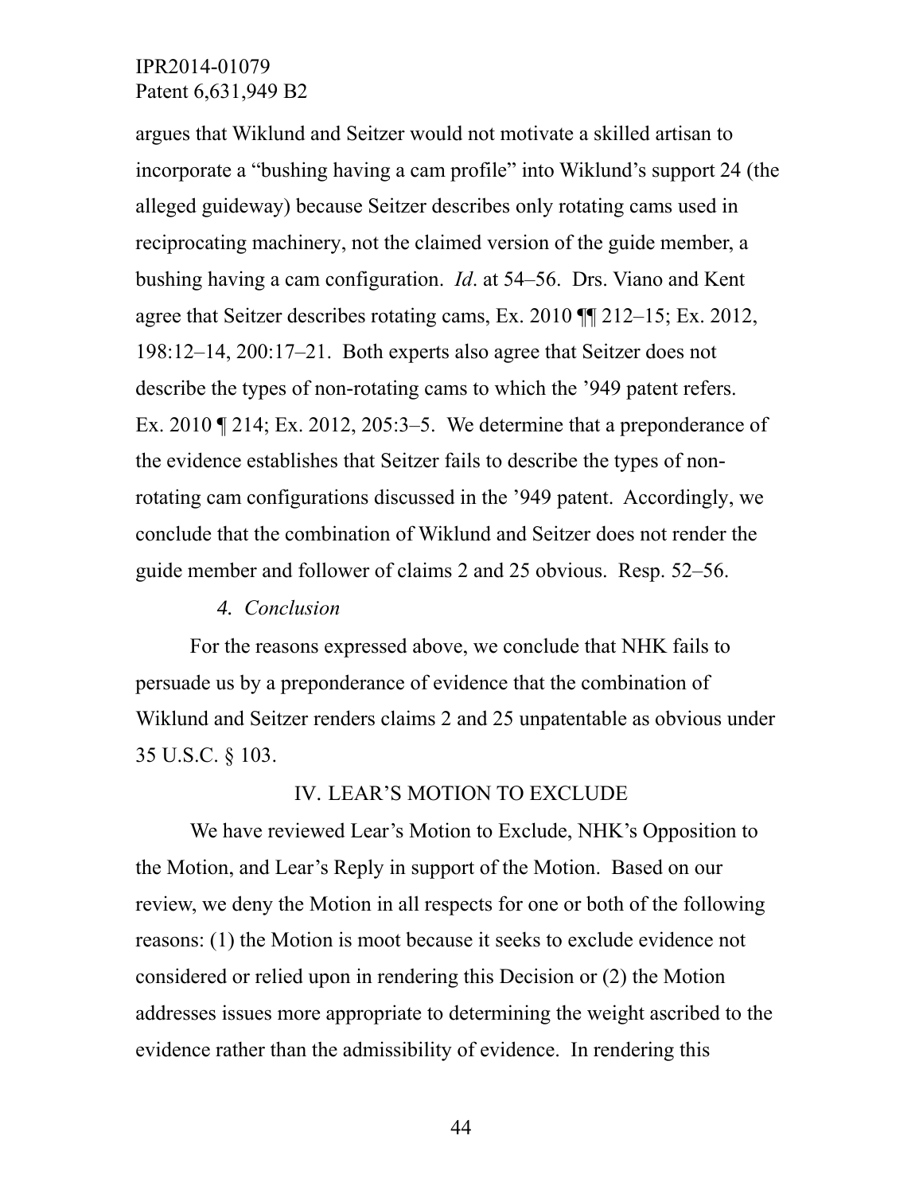argues that Wiklund and Seitzer would not motivate a skilled artisan to incorporate a "bushing having a cam profile" into Wiklund's support 24 (the alleged guideway) because Seitzer describes only rotating cams used in reciprocating machinery, not the claimed version of the guide member, a bushing having a cam configuration. *Id*. at 54–56. Drs. Viano and Kent agree that Seitzer describes rotating cams, Ex. 2010 ¶¶ 212–15; Ex. 2012, 198:12–14, 200:17–21. Both experts also agree that Seitzer does not describe the types of non-rotating cams to which the '949 patent refers. Ex. 2010 ¶ 214; Ex. 2012, 205:3–5. We determine that a preponderance of the evidence establishes that Seitzer fails to describe the types of non-rotating cam configurations discussed in the '949 patent. Accordingly, we conclude that the combination of Wiklund and Seitzer does not render the guide member and follower of claims 2 and 25 obvious. Resp. 52–56.

#### *4. Conclusion*

For the reasons expressed above, we conclude that NHK fails to persuade us by a preponderance of evidence that the combination of Wiklund and Seitzer renders claims 2 and 25 unpatentable as obvious under 35 U.S.C. § 103.

## IV. LEAR'S MOTION TO EXCLUDE

We have reviewed Lear's Motion to Exclude, NHK's Opposition to the Motion, and Lear's Reply in support of the Motion. Based on our review, we deny the Motion in all respects for one or both of the following reasons: (1) the Motion is moot because it seeks to exclude evidence not considered or relied upon in rendering this Decision or (2) the Motion addresses issues more appropriate to determining the weight ascribed to the evidence rather than the admissibility of evidence. In rendering this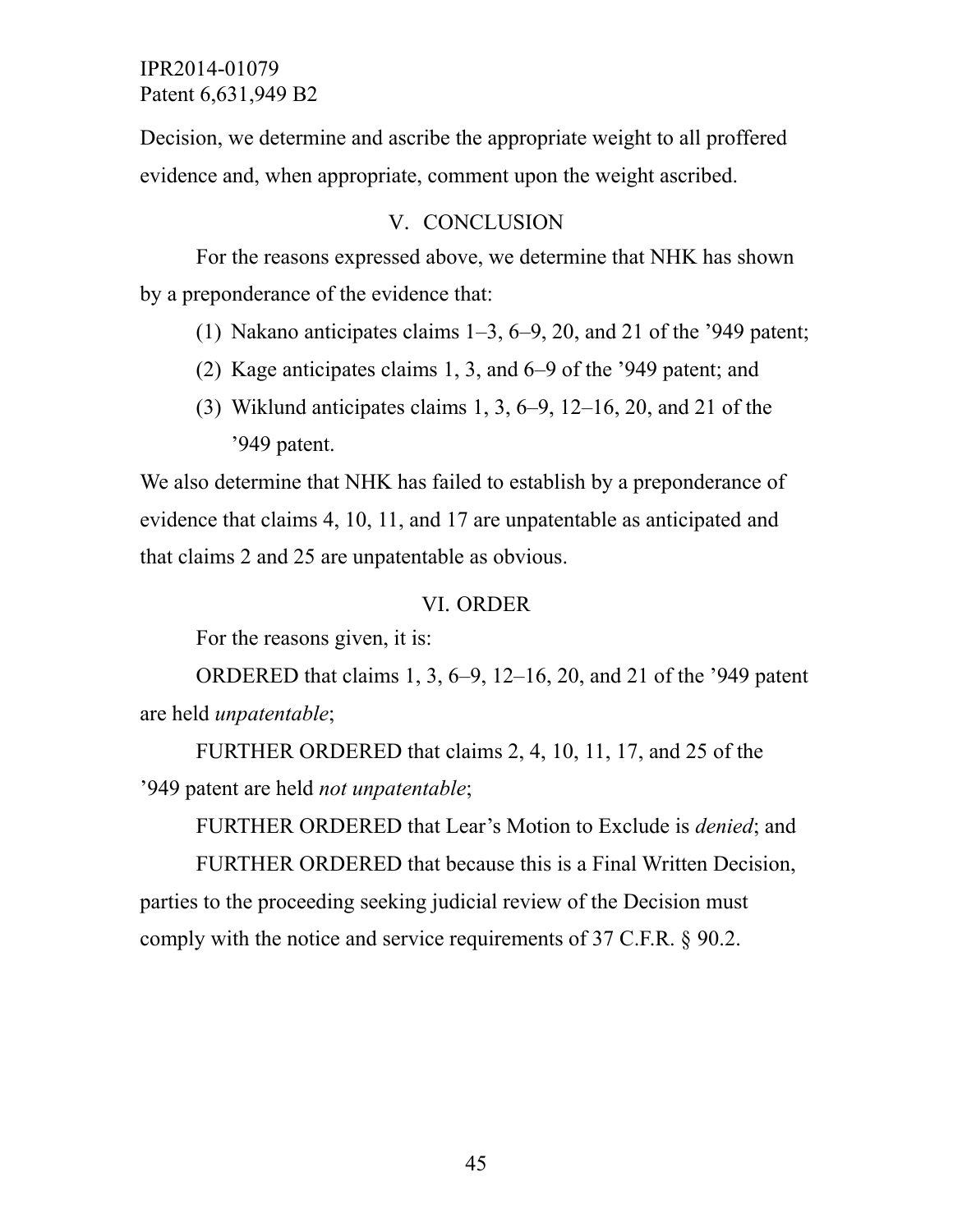Decision, we determine and ascribe the appropriate weight to all proffered evidence and, when appropriate, comment upon the weight ascribed.

## V. CONCLUSION

For the reasons expressed above, we determine that NHK has shown by a preponderance of the evidence that:

(1) Nakano anticipates claims 1–3, 6–9, 20, and 21 of the ’949 patent;

(2) Kage anticipates claims 1, 3, and 6–9 of the ’949 patent; and

(3) Wiklund anticipates claims 1, 3, 6–9, 12–16, 20, and 21 of the ’949 patent.

We also determine that NHK has failed to establish by a preponderance of evidence that claims 4, 10, 11, and 17 are unpatentable as anticipated and that claims 2 and 25 are unpatentable as obvious.

## VI. ORDER

For the reasons given, it is:

ORDERED that claims 1, 3, 6–9, 12–16, 20, and 21 of the ’949 patent are held *unpatentable*;

FURTHER ORDERED that claims 2, 4, 10, 11, 17, and 25 of the ’949 patent are held *not unpatentable*;

FURTHER ORDERED that Lear’s Motion to Exclude is *denied*; and

FURTHER ORDERED that because this is a Final Written Decision, parties to the proceeding seeking judicial review of the Decision must comply with the notice and service requirements of 37 C.F.R. § 90.2.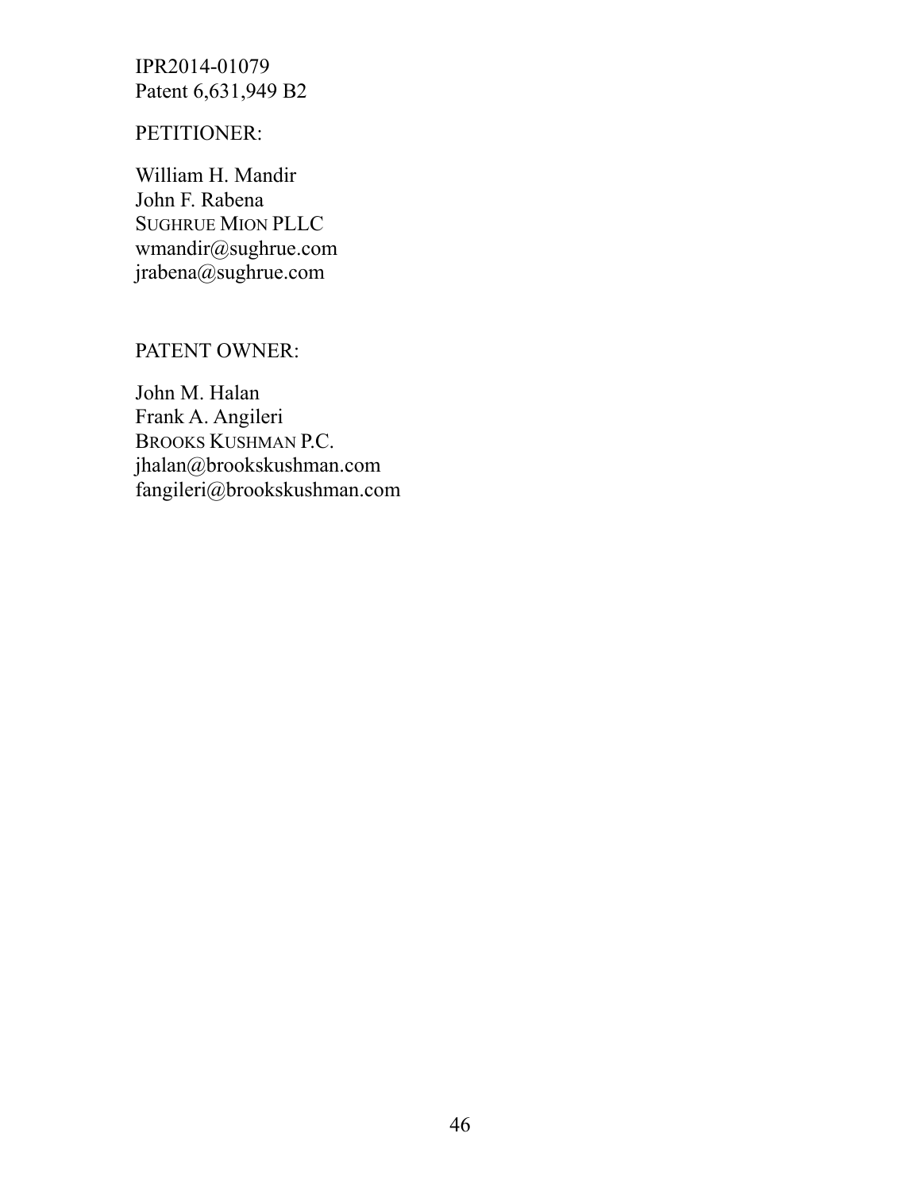IPR2014-01079
Patent 6,631,949 B2

PETITIONER:

William H. Mandir
John F. Rabena
SUGHRUE MION PLLC
wmandir@sughrue.com
jrabena@sughrue.com

PATENT OWNER:

John M. Halan
Frank A. Angileri
BROOKS KUSHMAN P.C.
jhalan@brookskushman.com
fangileri@brookskushman.com